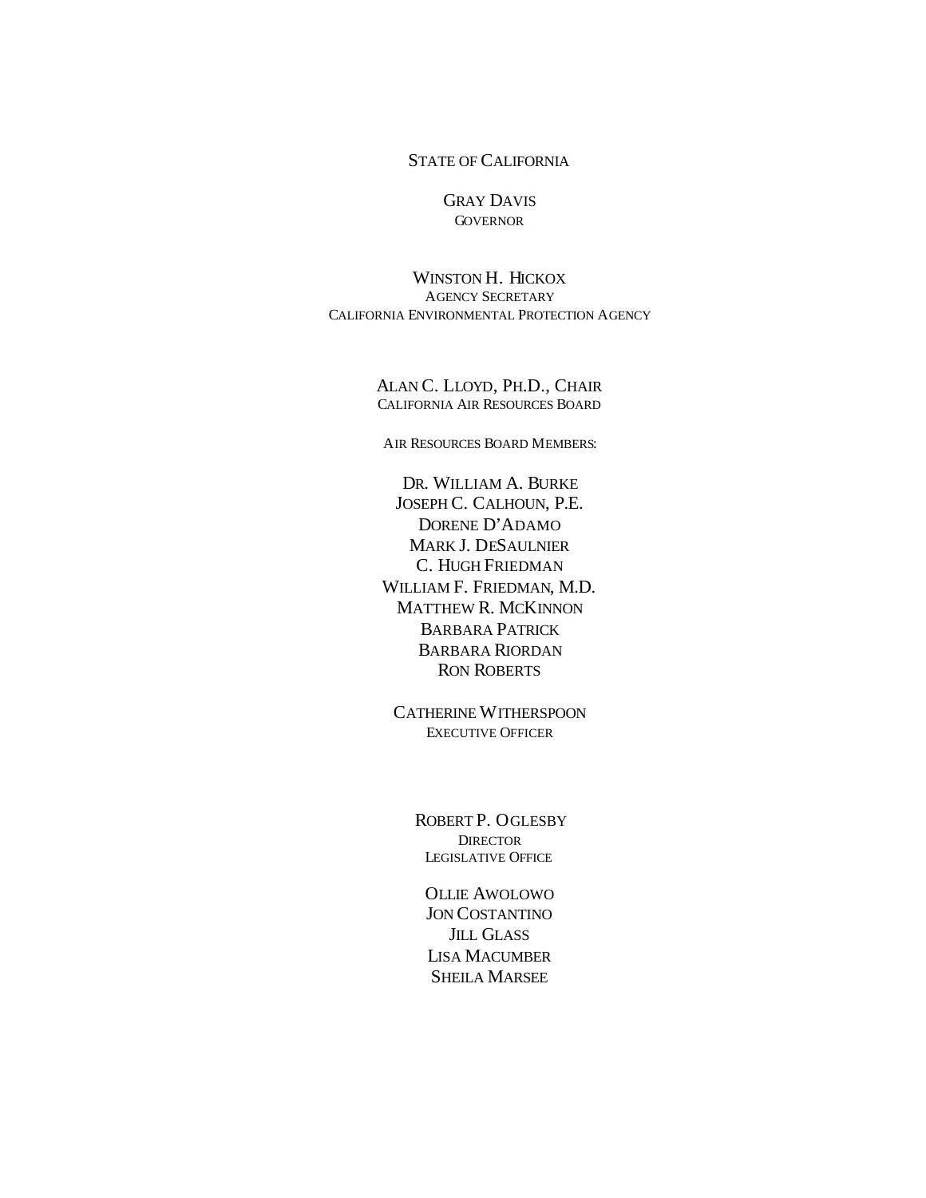STATE OF CALIFORNIA

GRAY DAVIS
GOVERNOR

WINSTON H. HICKOX
AGENCY SECRETARY
CALIFORNIA ENVIRONMENTAL PROTECTION AGENCY

ALAN C. LLOYD, PH.D., CHAIR
CALIFORNIA AIR RESOURCES BOARD

AIR RESOURCES BOARD MEMBERS:

DR. WILLIAM A. BURKE
JOSEPH C. CALHOUN, P.E.
DORENE D'ADAMO
MARK J. DESAULNIER
C. HUGH FRIEDMAN
WILLIAM F. FRIEDMAN, M.D.
MATTHEW R. MCKINNON
BARBARA PATRICK
BARBARA RIORDAN
RON ROBERTS

CATHERINE WITHERSPOON
EXECUTIVE OFFICER

ROBERT P. OGLESBY
DIRECTOR
LEGISLATIVE OFFICE

OLLIE AWOLOWO
JON COSTANTINO
JILL GLASS
LISA MACUMBER
SHEILA MARSEE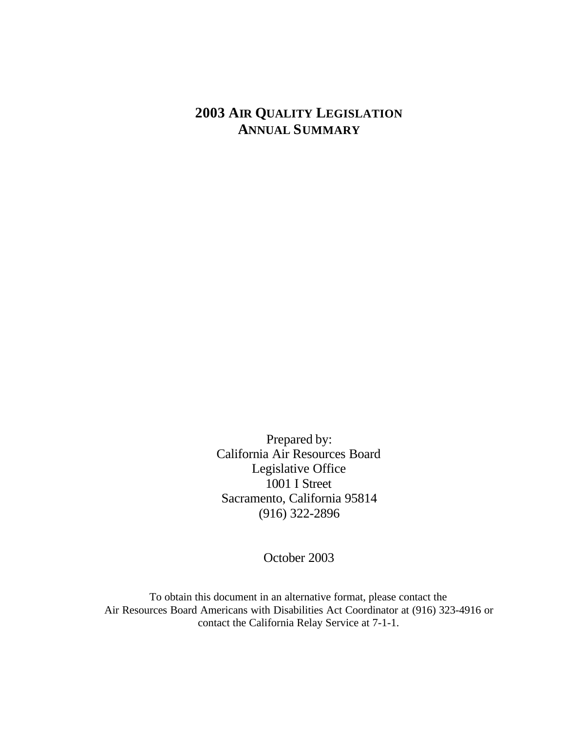# 2003 AIR QUALITY LEGISLATION ANNUAL SUMMARY

Prepared by:
California Air Resources Board
Legislative Office
1001 I Street
Sacramento, California 95814
(916) 322-2896

October 2003

To obtain this document in an alternative format, please contact the Air Resources Board Americans with Disabilities Act Coordinator at (916) 323-4916 or contact the California Relay Service at 7-1-1.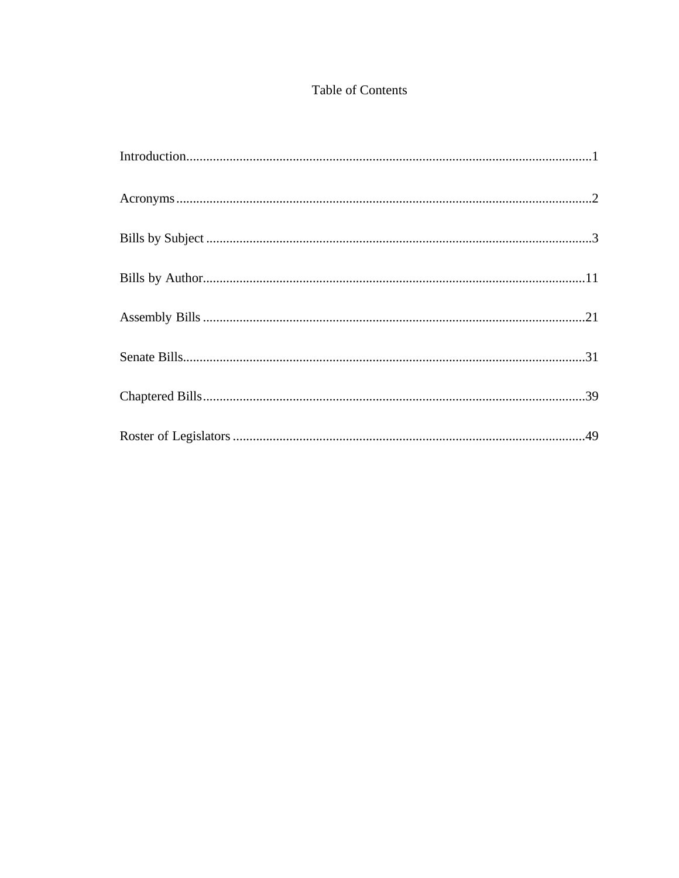# Table of Contents

Introduction........................................................................................................................1

Acronyms...........................................................................................................................2

Bills by Subject ..................................................................................................................3

Bills by Author..................................................................................................................11

Assembly Bills .................................................................................................................21

Senate Bills.......................................................................................................................31

Chaptered Bills..................................................................................................................39

Roster of Legislators .........................................................................................................49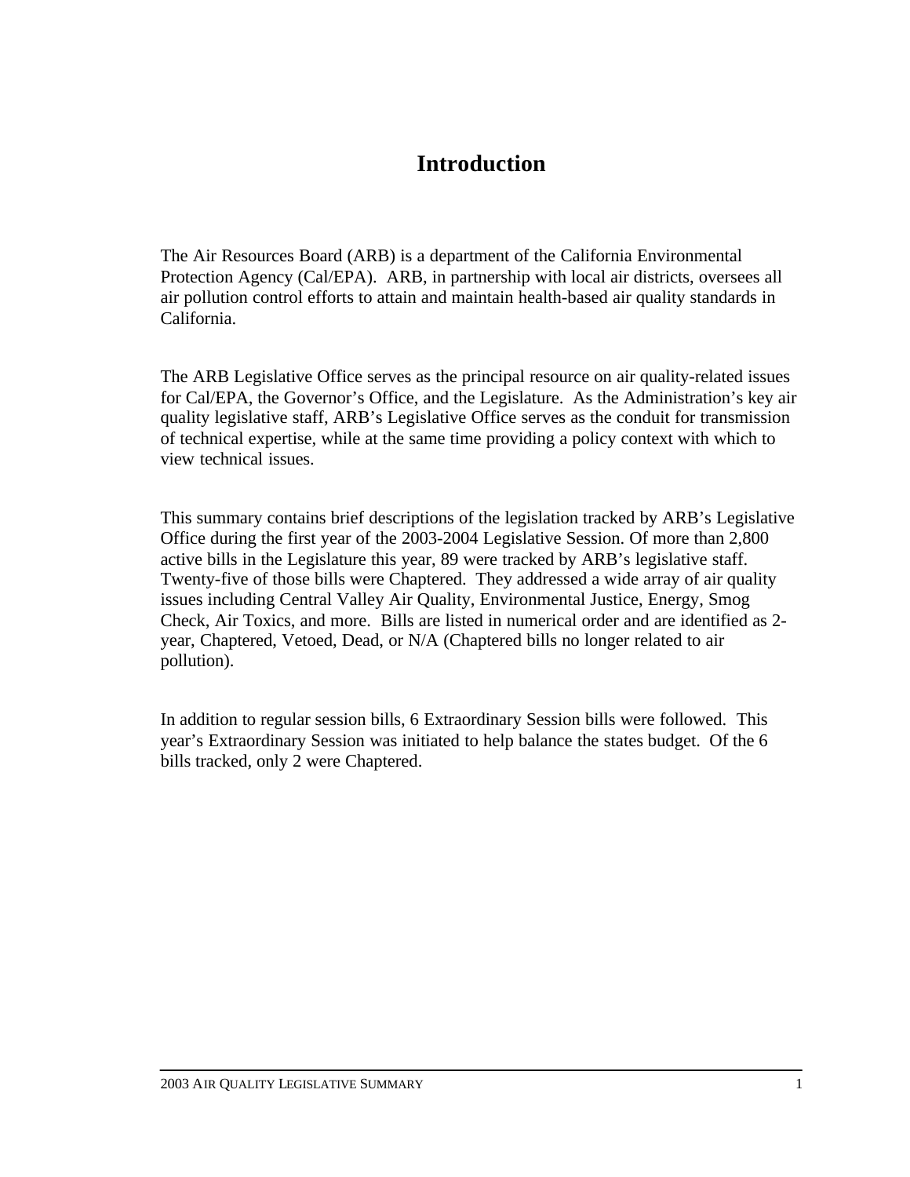# Introduction

The Air Resources Board (ARB) is a department of the California Environmental Protection Agency (Cal/EPA). ARB, in partnership with local air districts, oversees all air pollution control efforts to attain and maintain health-based air quality standards in California.

The ARB Legislative Office serves as the principal resource on air quality-related issues for Cal/EPA, the Governor's Office, and the Legislature. As the Administration's key air quality legislative staff, ARB's Legislative Office serves as the conduit for transmission of technical expertise, while at the same time providing a policy context with which to view technical issues.

This summary contains brief descriptions of the legislation tracked by ARB's Legislative Office during the first year of the 2003-2004 Legislative Session. Of more than 2,800 active bills in the Legislature this year, 89 were tracked by ARB's legislative staff. Twenty-five of those bills were Chaptered. They addressed a wide array of air quality issues including Central Valley Air Quality, Environmental Justice, Energy, Smog Check, Air Toxics, and more. Bills are listed in numerical order and are identified as 2-year, Chaptered, Vetoed, Dead, or N/A (Chaptered bills no longer related to air pollution).

In addition to regular session bills, 6 Extraordinary Session bills were followed. This year's Extraordinary Session was initiated to help balance the states budget. Of the 6 bills tracked, only 2 were Chaptered.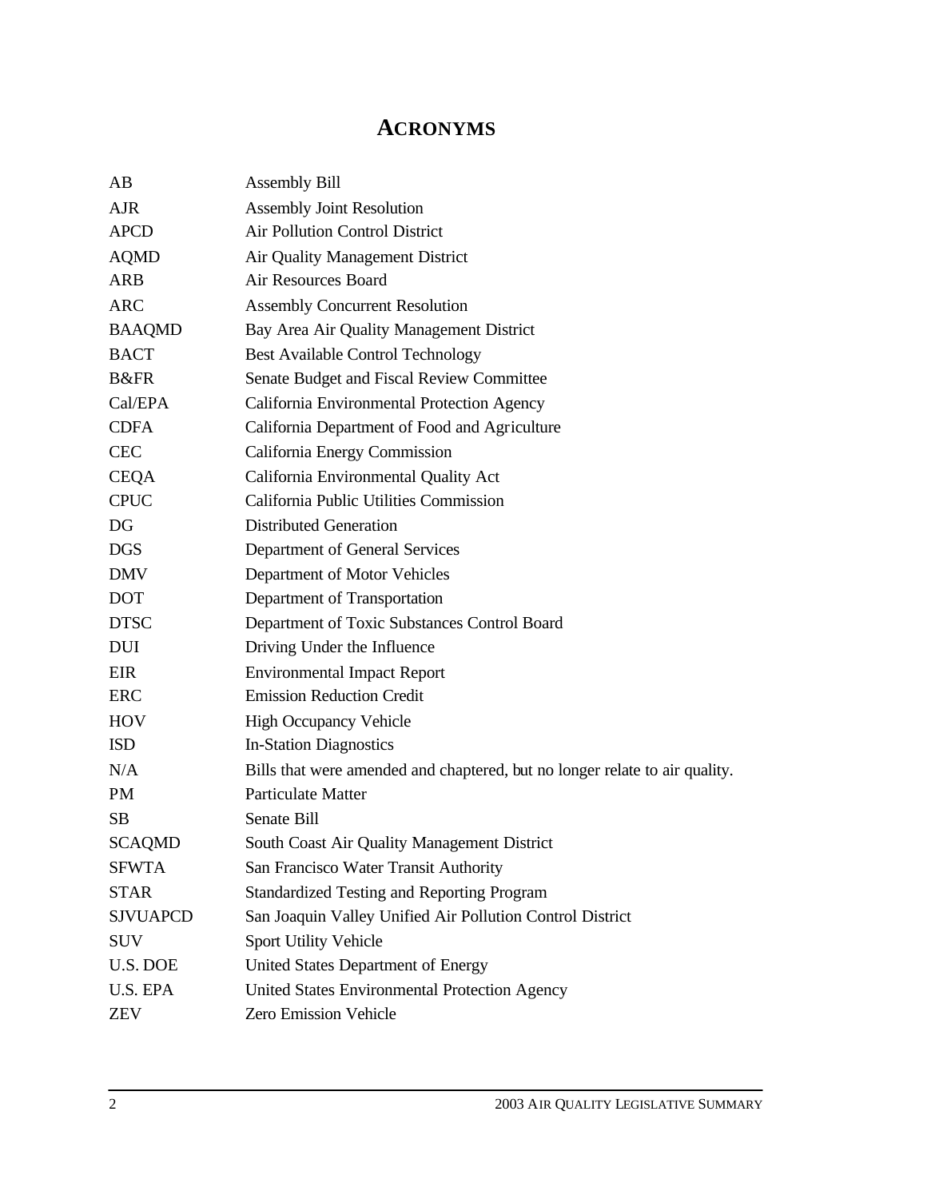# ACRONYMS

| | |
|---|---|
| AB | Assembly Bill |
| AJR | Assembly Joint Resolution |
| APCD | Air Pollution Control District |
| AQMD | Air Quality Management District |
| ARB | Air Resources Board |
| ARC | Assembly Concurrent Resolution |
| BAAQMD | Bay Area Air Quality Management District |
| BACT | Best Available Control Technology |
| B&FR | Senate Budget and Fiscal Review Committee |
| Cal/EPA | California Environmental Protection Agency |
| CDFA | California Department of Food and Agriculture |
| CEC | California Energy Commission |
| CEQA | California Environmental Quality Act |
| CPUC | California Public Utilities Commission |
| DG | Distributed Generation |
| DGS | Department of General Services |
| DMV | Department of Motor Vehicles |
| DOT | Department of Transportation |
| DTSC | Department of Toxic Substances Control Board |
| DUI | Driving Under the Influence |
| EIR | Environmental Impact Report |
| ERC | Emission Reduction Credit |
| HOV | High Occupancy Vehicle |
| ISD | In-Station Diagnostics |
| N/A | Bills that were amended and chaptered, but no longer relate to air quality. |
| PM | Particulate Matter |
| SB | Senate Bill |
| SCAQMD | South Coast Air Quality Management District |
| SFWTA | San Francisco Water Transit Authority |
| STAR | Standardized Testing and Reporting Program |
| SJVUAPCD | San Joaquin Valley Unified Air Pollution Control District |
| SUV | Sport Utility Vehicle |
| U.S. DOE | United States Department of Energy |
| U.S. EPA | United States Environmental Protection Agency |
| ZEV | Zero Emission Vehicle |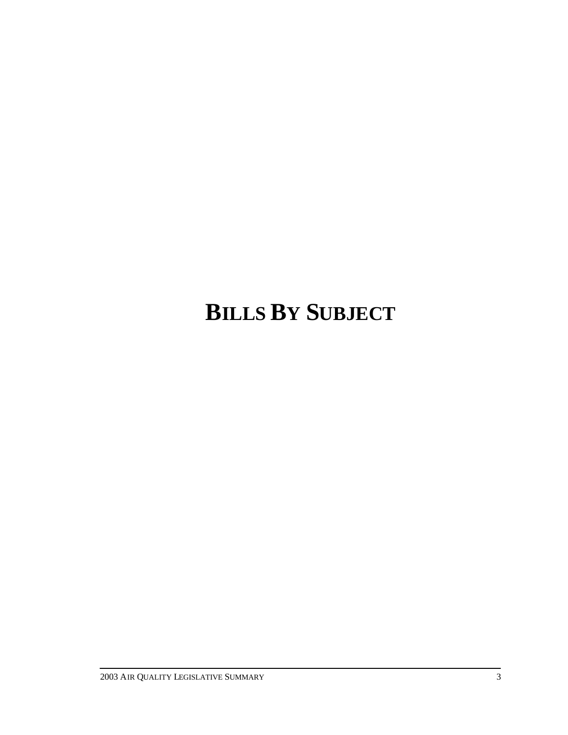# BILLS BY SUBJECT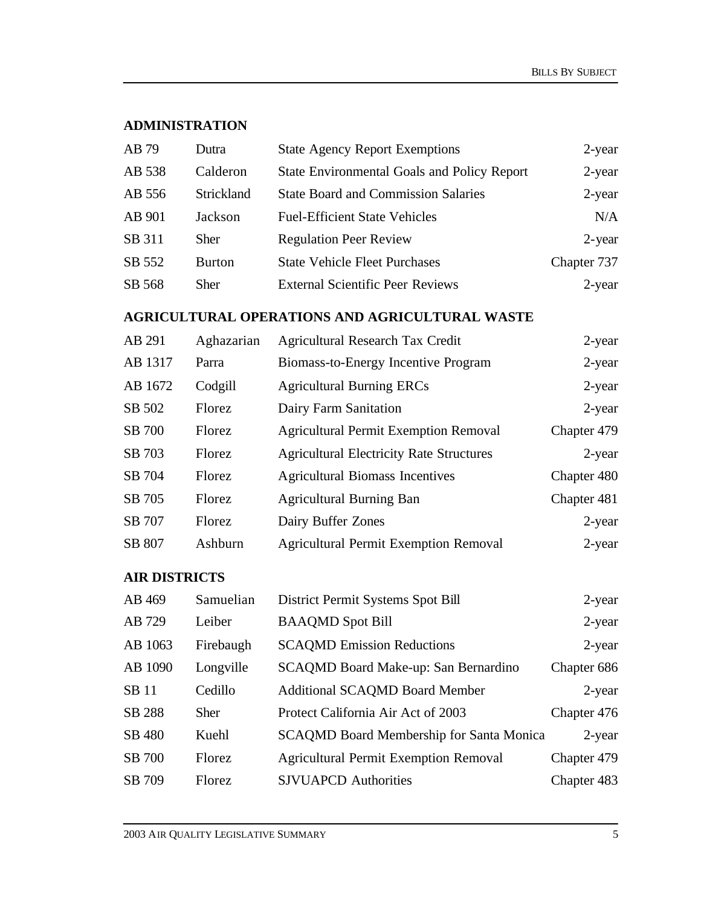## ADMINISTRATION

| | | | |
|---|---|---|---|
| AB 79 | Dutra | State Agency Report Exemptions | 2-year |
| AB 538 | Calderon | State Environmental Goals and Policy Report | 2-year |
| AB 556 | Strickland | State Board and Commission Salaries | 2-year |
| AB 901 | Jackson | Fuel-Efficient State Vehicles | N/A |
| SB 311 | Sher | Regulation Peer Review | 2-year |
| SB 552 | Burton | State Vehicle Fleet Purchases | Chapter 737 |
| SB 568 | Sher | External Scientific Peer Reviews | 2-year |

## AGRICULTURAL OPERATIONS AND AGRICULTURAL WASTE

| | | | |
|---|---|---|---|
| AB 291 | Aghazarian | Agricultural Research Tax Credit | 2-year |
| AB 1317 | Parra | Biomass-to-Energy Incentive Program | 2-year |
| AB 1672 | Codgill | Agricultural Burning ERCs | 2-year |
| SB 502 | Florez | Dairy Farm Sanitation | 2-year |
| SB 700 | Florez | Agricultural Permit Exemption Removal | Chapter 479 |
| SB 703 | Florez | Agricultural Electricity Rate Structures | 2-year |
| SB 704 | Florez | Agricultural Biomass Incentives | Chapter 480 |
| SB 705 | Florez | Agricultural Burning Ban | Chapter 481 |
| SB 707 | Florez | Dairy Buffer Zones | 2-year |
| SB 807 | Ashburn | Agricultural Permit Exemption Removal | 2-year |

## AIR DISTRICTS

| | | | |
|---|---|---|---|
| AB 469 | Samuelian | District Permit Systems Spot Bill | 2-year |
| AB 729 | Leiber | BAAQMD Spot Bill | 2-year |
| AB 1063 | Firebaugh | SCAQMD Emission Reductions | 2-year |
| AB 1090 | Longville | SCAQMD Board Make-up: San Bernardino | Chapter 686 |
| SB 11 | Cedillo | Additional SCAQMD Board Member | 2-year |
| SB 288 | Sher | Protect California Air Act of 2003 | Chapter 476 |
| SB 480 | Kuehl | SCAQMD Board Membership for Santa Monica | 2-year |
| SB 700 | Florez | Agricultural Permit Exemption Removal | Chapter 479 |
| SB 709 | Florez | SJVUAPCD Authorities | Chapter 483 |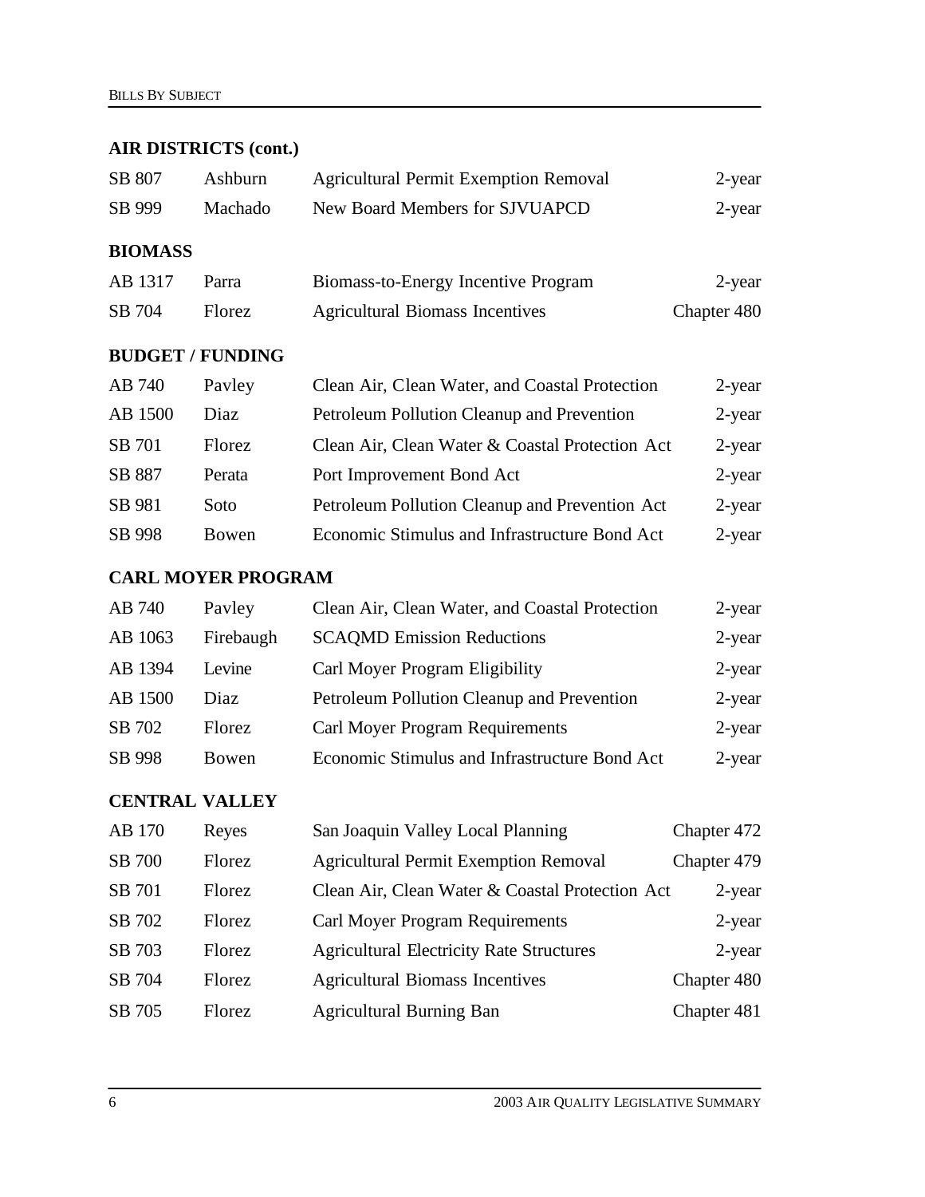## AIR DISTRICTS (cont.)

| | | | |
|---|---|---|---|
| SB 807 | Ashburn | Agricultural Permit Exemption Removal | 2-year |
| SB 999 | Machado | New Board Members for SJVUAPCD | 2-year |

## BIOMASS

| | | | |
|---|---|---|---|
| AB 1317 | Parra | Biomass-to-Energy Incentive Program | 2-year |
| SB 704 | Florez | Agricultural Biomass Incentives | Chapter 480 |

## BUDGET / FUNDING

| | | | |
|---|---|---|---|
| AB 740 | Pavley | Clean Air, Clean Water, and Coastal Protection | 2-year |
| AB 1500 | Diaz | Petroleum Pollution Cleanup and Prevention | 2-year |
| SB 701 | Florez | Clean Air, Clean Water & Coastal Protection Act | 2-year |
| SB 887 | Perata | Port Improvement Bond Act | 2-year |
| SB 981 | Soto | Petroleum Pollution Cleanup and Prevention Act | 2-year |
| SB 998 | Bowen | Economic Stimulus and Infrastructure Bond Act | 2-year |

## CARL MOYER PROGRAM

| | | | |
|---|---|---|---|
| AB 740 | Pavley | Clean Air, Clean Water, and Coastal Protection | 2-year |
| AB 1063 | Firebaugh | SCAQMD Emission Reductions | 2-year |
| AB 1394 | Levine | Carl Moyer Program Eligibility | 2-year |
| AB 1500 | Diaz | Petroleum Pollution Cleanup and Prevention | 2-year |
| SB 702 | Florez | Carl Moyer Program Requirements | 2-year |
| SB 998 | Bowen | Economic Stimulus and Infrastructure Bond Act | 2-year |

## CENTRAL VALLEY

| | | | |
|---|---|---|---|
| AB 170 | Reyes | San Joaquin Valley Local Planning | Chapter 472 |
| SB 700 | Florez | Agricultural Permit Exemption Removal | Chapter 479 |
| SB 701 | Florez | Clean Air, Clean Water & Coastal Protection Act | 2-year |
| SB 702 | Florez | Carl Moyer Program Requirements | 2-year |
| SB 703 | Florez | Agricultural Electricity Rate Structures | 2-year |
| SB 704 | Florez | Agricultural Biomass Incentives | Chapter 480 |
| SB 705 | Florez | Agricultural Burning Ban | Chapter 481 |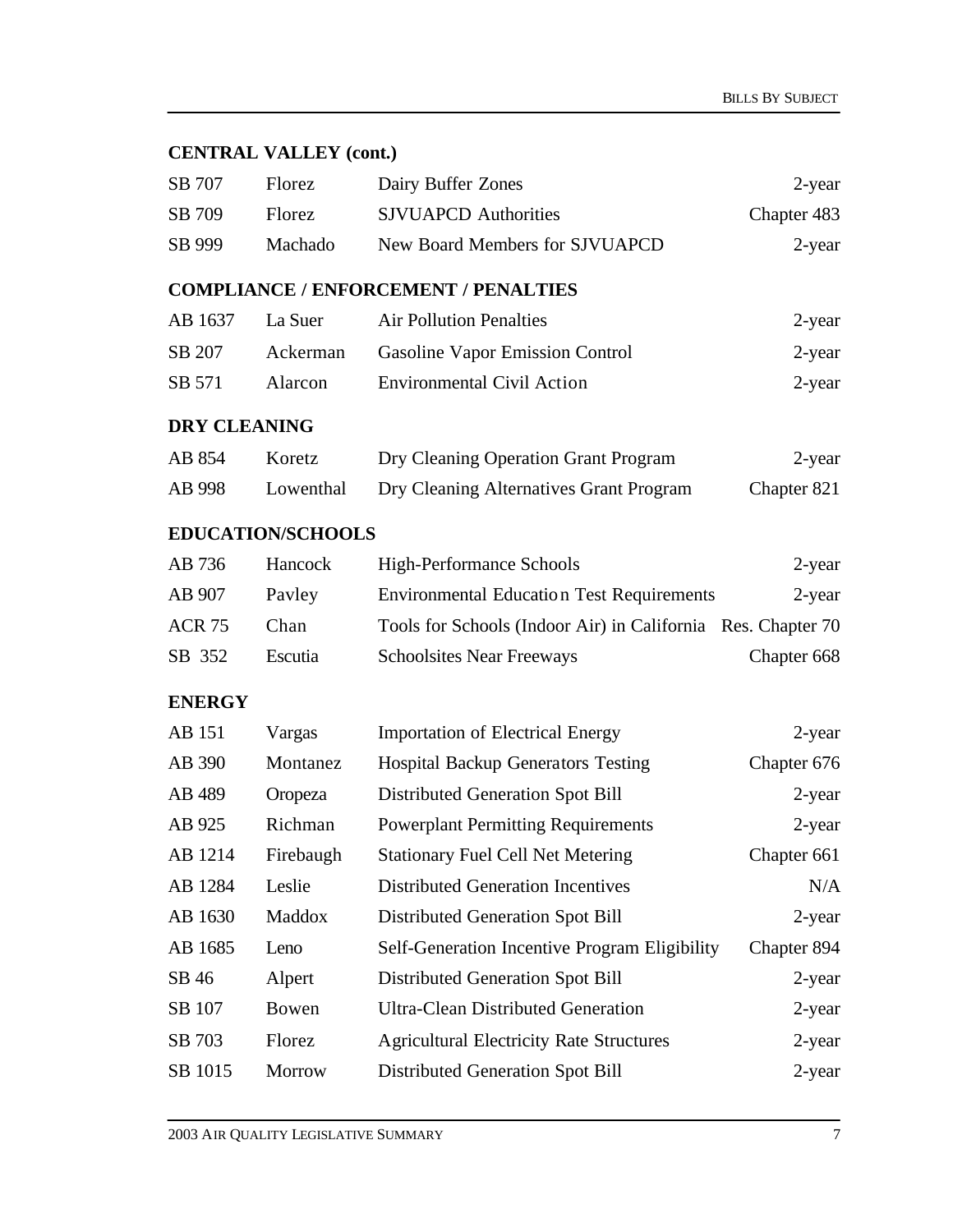## CENTRAL VALLEY (cont.)

| | | | |
|---|---|---|---|
| SB 707 | Florez | Dairy Buffer Zones | 2-year |
| SB 709 | Florez | SJVUAPCD Authorities | Chapter 483 |
| SB 999 | Machado | New Board Members for SJVUAPCD | 2-year |

## COMPLIANCE / ENFORCEMENT / PENALTIES

| | | | |
|---|---|---|---|
| AB 1637 | La Suer | Air Pollution Penalties | 2-year |
| SB 207 | Ackerman | Gasoline Vapor Emission Control | 2-year |
| SB 571 | Alarcon | Environmental Civil Action | 2-year |

## DRY CLEANING

| | | | |
|---|---|---|---|
| AB 854 | Koretz | Dry Cleaning Operation Grant Program | 2-year |
| AB 998 | Lowenthal | Dry Cleaning Alternatives Grant Program | Chapter 821 |

## EDUCATION/SCHOOLS

| | | | |
|---|---|---|---|
| AB 736 | Hancock | High-Performance Schools | 2-year |
| AB 907 | Pavley | Environmental Education Test Requirements | 2-year |
| ACR 75 | Chan | Tools for Schools (Indoor Air) in California | Res. Chapter 70 |
| SB 352 | Escutia | Schoolsites Near Freeways | Chapter 668 |

## ENERGY

| | | | |
|---|---|---|---|
| AB 151 | Vargas | Importation of Electrical Energy | 2-year |
| AB 390 | Montanez | Hospital Backup Generators Testing | Chapter 676 |
| AB 489 | Oropeza | Distributed Generation Spot Bill | 2-year |
| AB 925 | Richman | Powerplant Permitting Requirements | 2-year |
| AB 1214 | Firebaugh | Stationary Fuel Cell Net Metering | Chapter 661 |
| AB 1284 | Leslie | Distributed Generation Incentives | N/A |
| AB 1630 | Maddox | Distributed Generation Spot Bill | 2-year |
| AB 1685 | Leno | Self-Generation Incentive Program Eligibility | Chapter 894 |
| SB 46 | Alpert | Distributed Generation Spot Bill | 2-year |
| SB 107 | Bowen | Ultra-Clean Distributed Generation | 2-year |
| SB 703 | Florez | Agricultural Electricity Rate Structures | 2-year |
| SB 1015 | Morrow | Distributed Generation Spot Bill | 2-year |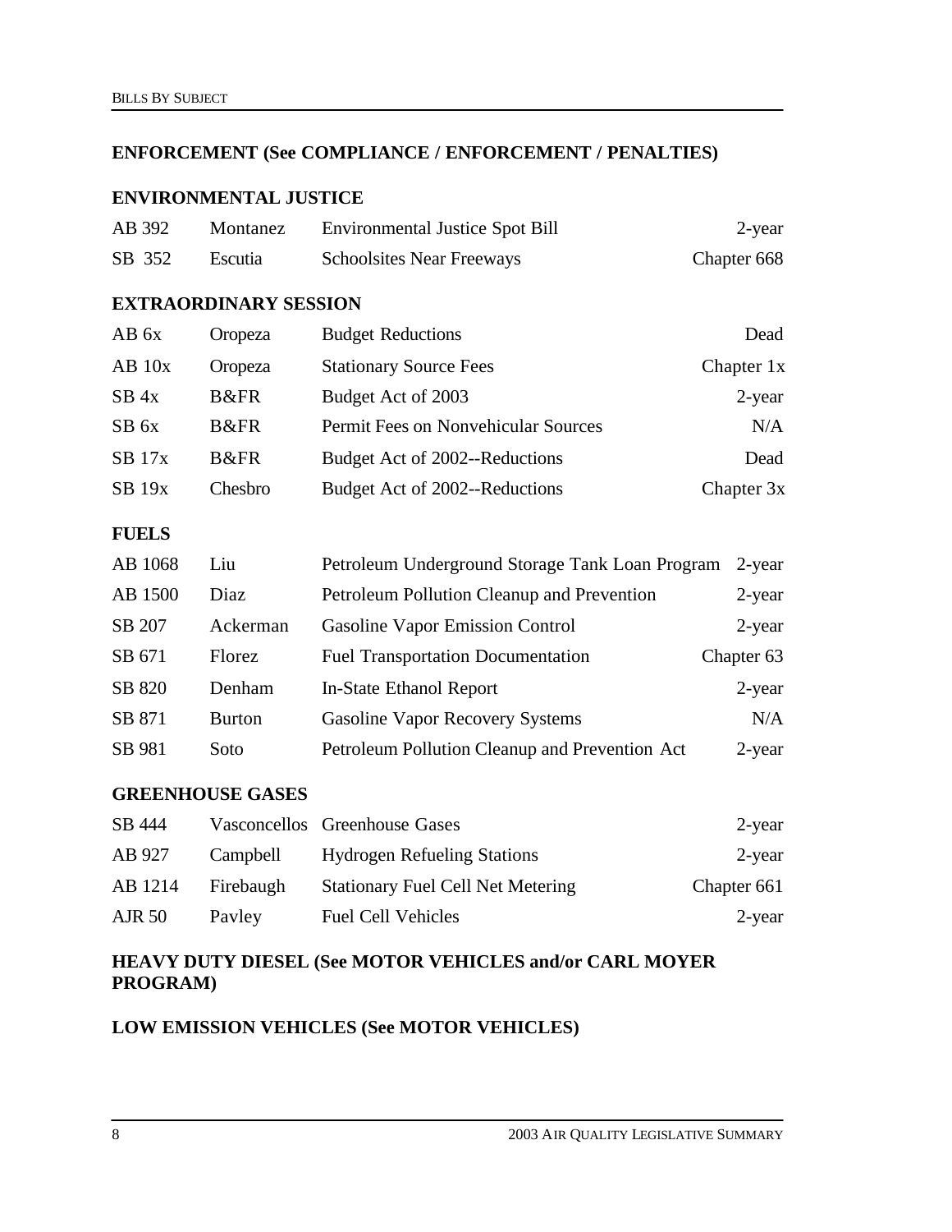### ENFORCEMENT (See COMPLIANCE / ENFORCEMENT / PENALTIES)

### ENVIRONMENTAL JUSTICE

| | | | |
|---|---|---|---|
| AB 392 | Montanez | Environmental Justice Spot Bill | 2-year |
| SB 352 | Escutia | Schoolsites Near Freeways | Chapter 668 |

### EXTRAORDINARY SESSION

| | | | |
|---|---|---|---|
| AB 6x | Oropeza | Budget Reductions | Dead |
| AB 10x | Oropeza | Stationary Source Fees | Chapter 1x |
| SB 4x | B&FR | Budget Act of 2003 | 2-year |
| SB 6x | B&FR | Permit Fees on Nonvehicular Sources | N/A |
| SB 17x | B&FR | Budget Act of 2002--Reductions | Dead |
| SB 19x | Chesbro | Budget Act of 2002--Reductions | Chapter 3x |

### FUELS

| | | | |
|---|---|---|---|
| AB 1068 | Liu | Petroleum Underground Storage Tank Loan Program | 2-year |
| AB 1500 | Diaz | Petroleum Pollution Cleanup and Prevention | 2-year |
| SB 207 | Ackerman | Gasoline Vapor Emission Control | 2-year |
| SB 671 | Florez | Fuel Transportation Documentation | Chapter 63 |
| SB 820 | Denham | In-State Ethanol Report | 2-year |
| SB 871 | Burton | Gasoline Vapor Recovery Systems | N/A |
| SB 981 | Soto | Petroleum Pollution Cleanup and Prevention Act | 2-year |

### GREENHOUSE GASES

| | | | |
|---|---|---|---|
| SB 444 | Vasconcellos | Greenhouse Gases | 2-year |
| AB 927 | Campbell | Hydrogen Refueling Stations | 2-year |
| AB 1214 | Firebaugh | Stationary Fuel Cell Net Metering | Chapter 661 |
| AJR 50 | Pavley | Fuel Cell Vehicles | 2-year |

### HEAVY DUTY DIESEL (See MOTOR VEHICLES and/or CARL MOYER PROGRAM)

### LOW EMISSION VEHICLES (See MOTOR VEHICLES)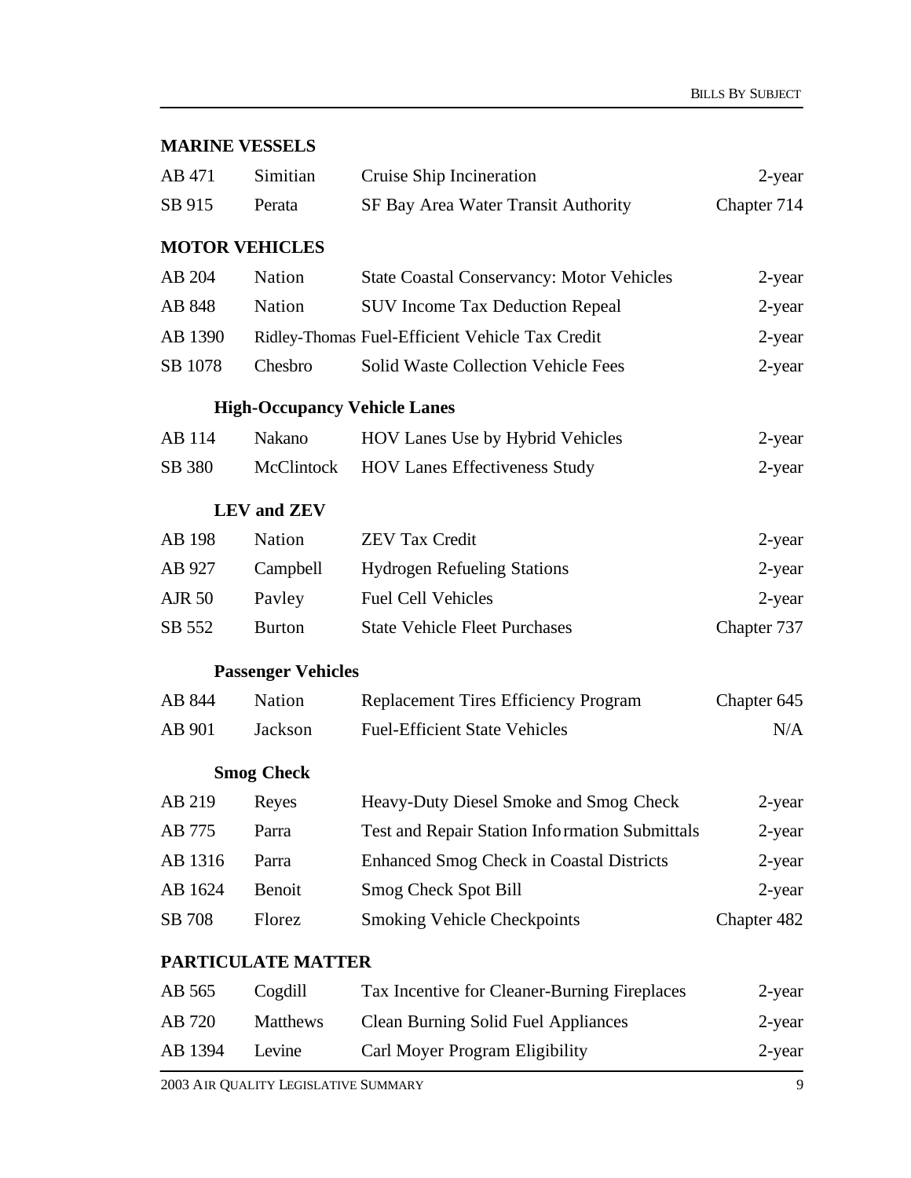## MARINE VESSELS

| | | | |
|---|---|---|---|
| AB 471 | Simitian | Cruise Ship Incineration | 2-year |
| SB 915 | Perata | SF Bay Area Water Transit Authority | Chapter 714 |

## MOTOR VEHICLES

| | | | |
|---|---|---|---|
| AB 204 | Nation | State Coastal Conservancy: Motor Vehicles | 2-year |
| AB 848 | Nation | SUV Income Tax Deduction Repeal | 2-year |
| AB 1390 | Ridley-Thomas | Fuel-Efficient Vehicle Tax Credit | 2-year |
| SB 1078 | Chesbro | Solid Waste Collection Vehicle Fees | 2-year |

### High-Occupancy Vehicle Lanes

| | | | |
|---|---|---|---|
| AB 114 | Nakano | HOV Lanes Use by Hybrid Vehicles | 2-year |
| SB 380 | McClintock | HOV Lanes Effectiveness Study | 2-year |

### LEV and ZEV

| | | | |
|---|---|---|---|
| AB 198 | Nation | ZEV Tax Credit | 2-year |
| AB 927 | Campbell | Hydrogen Refueling Stations | 2-year |
| AJR 50 | Pavley | Fuel Cell Vehicles | 2-year |
| SB 552 | Burton | State Vehicle Fleet Purchases | Chapter 737 |

### Passenger Vehicles

| | | | |
|---|---|---|---|
| AB 844 | Nation | Replacement Tires Efficiency Program | Chapter 645 |
| AB 901 | Jackson | Fuel-Efficient State Vehicles | N/A |

### Smog Check

| | | | |
|---|---|---|---|
| AB 219 | Reyes | Heavy-Duty Diesel Smoke and Smog Check | 2-year |
| AB 775 | Parra | Test and Repair Station Information Submittals | 2-year |
| AB 1316 | Parra | Enhanced Smog Check in Coastal Districts | 2-year |
| AB 1624 | Benoit | Smog Check Spot Bill | 2-year |
| SB 708 | Florez | Smoking Vehicle Checkpoints | Chapter 482 |

## PARTICULATE MATTER

| | | | |
|---|---|---|---|
| AB 565 | Cogdill | Tax Incentive for Cleaner-Burning Fireplaces | 2-year |
| AB 720 | Matthews | Clean Burning Solid Fuel Appliances | 2-year |
| AB 1394 | Levine | Carl Moyer Program Eligibility | 2-year |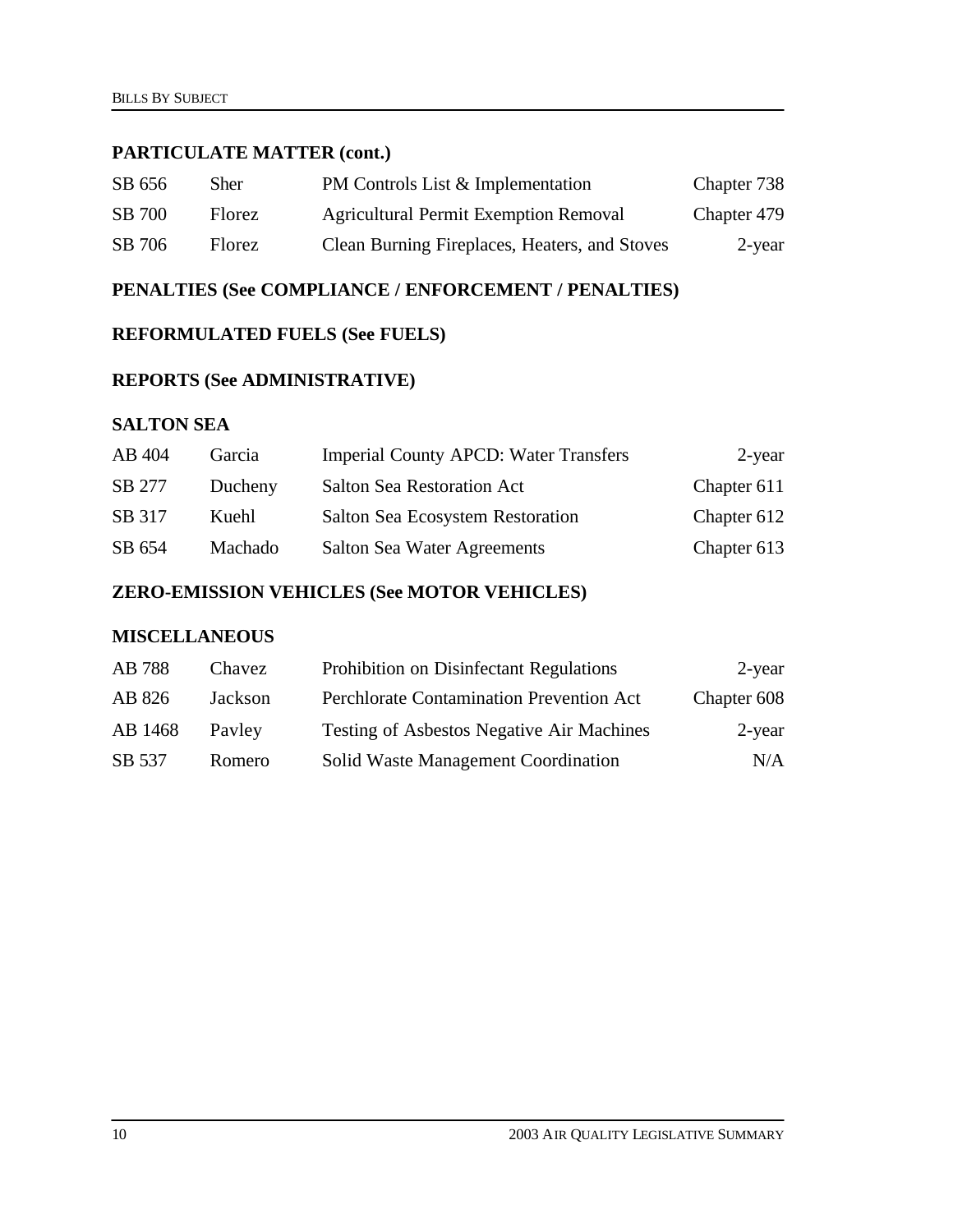## PARTICULATE MATTER (cont.)

| | | | |
|---|---|---|---|
| SB 656 | Sher | PM Controls List & Implementation | Chapter 738 |
| SB 700 | Florez | Agricultural Permit Exemption Removal | Chapter 479 |
| SB 706 | Florez | Clean Burning Fireplaces, Heaters, and Stoves | 2-year |

## PENALTIES (See COMPLIANCE / ENFORCEMENT / PENALTIES)

## REFORMULATED FUELS (See FUELS)

## REPORTS (See ADMINISTRATIVE)

## SALTON SEA

| | | | |
|---|---|---|---|
| AB 404 | Garcia | Imperial County APCD: Water Transfers | 2-year |
| SB 277 | Ducheny | Salton Sea Restoration Act | Chapter 611 |
| SB 317 | Kuehl | Salton Sea Ecosystem Restoration | Chapter 612 |
| SB 654 | Machado | Salton Sea Water Agreements | Chapter 613 |

## ZERO-EMISSION VEHICLES (See MOTOR VEHICLES)

## MISCELLANEOUS

| | | | |
|---|---|---|---|
| AB 788 | Chavez | Prohibition on Disinfectant Regulations | 2-year |
| AB 826 | Jackson | Perchlorate Contamination Prevention Act | Chapter 608 |
| AB 1468 | Pavley | Testing of Asbestos Negative Air Machines | 2-year |
| SB 537 | Romero | Solid Waste Management Coordination | N/A |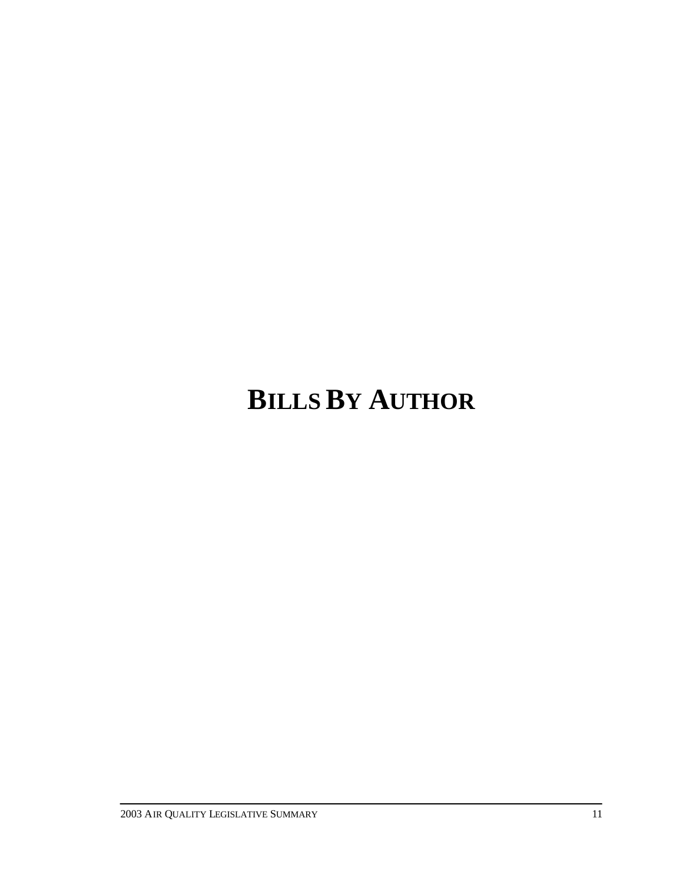# BILLS BY AUTHOR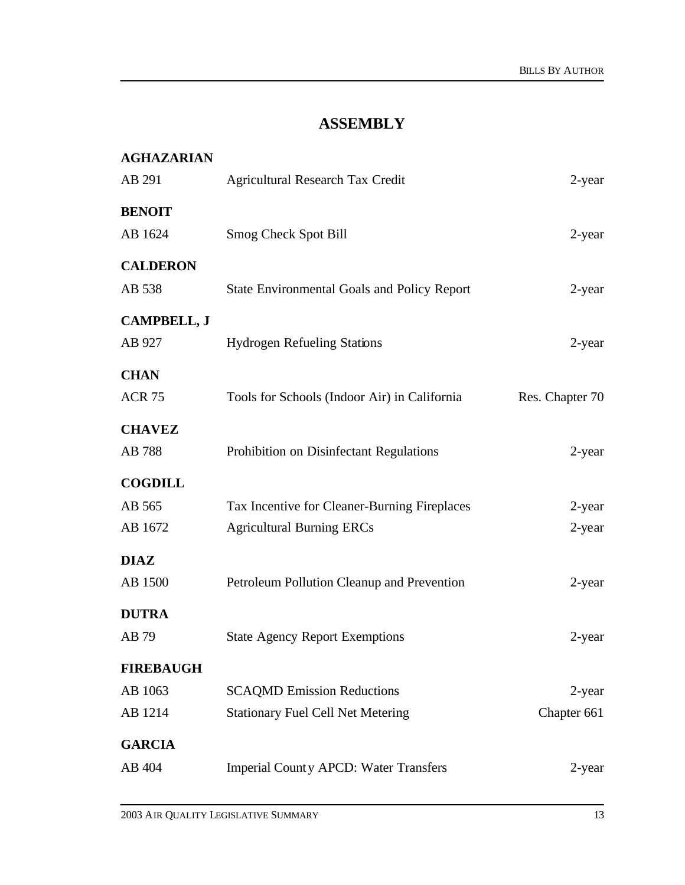# ASSEMBLY

**AGHAZARIAN**

| | | |
|---|---|---|
| AB 291 | Agricultural Research Tax Credit | 2-year |

**BENOIT**

| | | |
|---|---|---|
| AB 1624 | Smog Check Spot Bill | 2-year |

**CALDERON**

| | | |
|---|---|---|
| AB 538 | State Environmental Goals and Policy Report | 2-year |

**CAMPBELL, J**

| | | |
|---|---|---|
| AB 927 | Hydrogen Refueling Stations | 2-year |

**CHAN**

| | | |
|---|---|---|
| ACR 75 | Tools for Schools (Indoor Air) in California | Res. Chapter 70 |

**CHAVEZ**

| | | |
|---|---|---|
| AB 788 | Prohibition on Disinfectant Regulations | 2-year |

**COGDILL**

| | | |
|---|---|---|
| AB 565 | Tax Incentive for Cleaner-Burning Fireplaces | 2-year |
| AB 1672 | Agricultural Burning ERCs | 2-year |

**DIAZ**

| | | |
|---|---|---|
| AB 1500 | Petroleum Pollution Cleanup and Prevention | 2-year |

**DUTRA**

| | | |
|---|---|---|
| AB 79 | State Agency Report Exemptions | 2-year |

**FIREBAUGH**

| | | |
|---|---|---|
| AB 1063 | SCAQMD Emission Reductions | 2-year |
| AB 1214 | Stationary Fuel Cell Net Metering | Chapter 661 |

**GARCIA**

| | | |
|---|---|---|
| AB 404 | Imperial County APCD: Water Transfers | 2-year |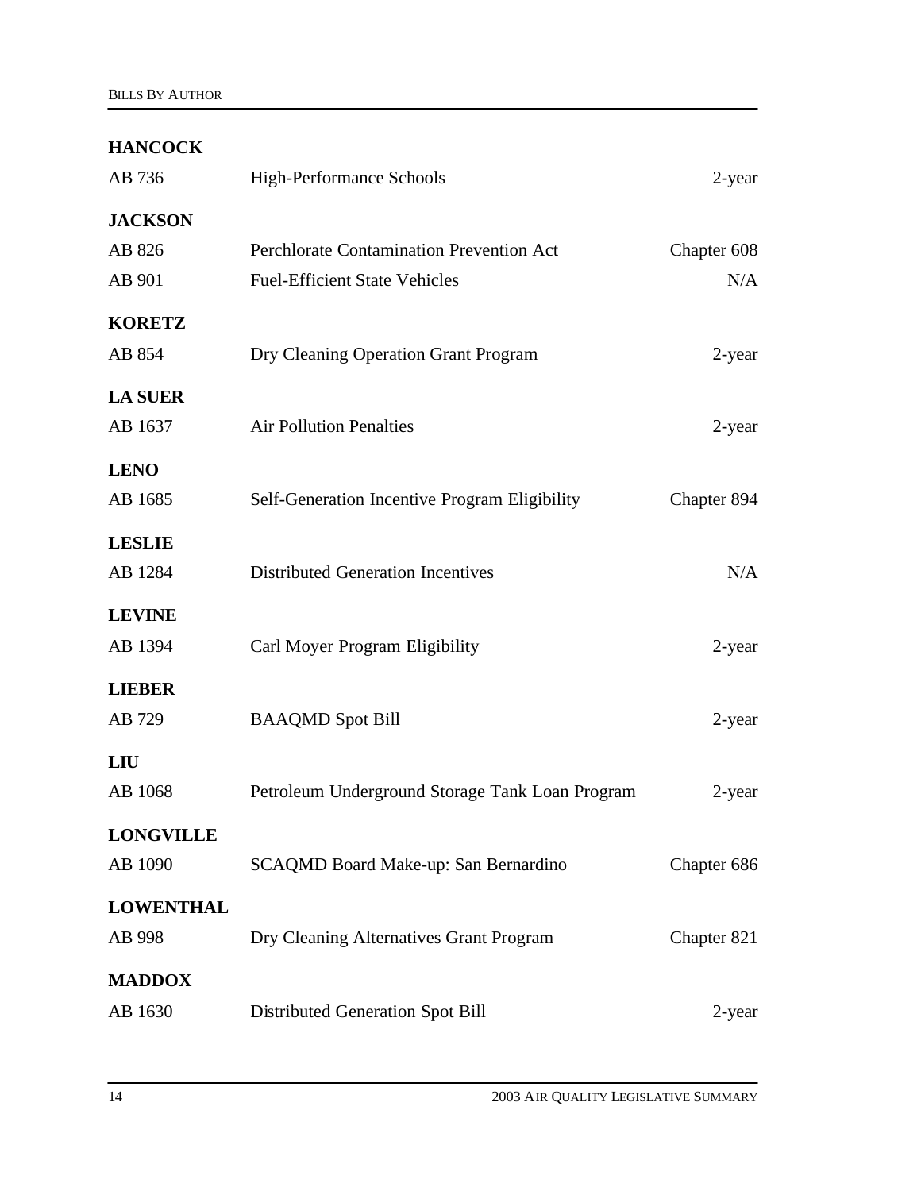**HANCOCK**

| | | |
|---|---|---|
| AB 736 | High-Performance Schools | 2-year |

**JACKSON**

| | | |
|---|---|---|
| AB 826 | Perchlorate Contamination Prevention Act | Chapter 608 |
| AB 901 | Fuel-Efficient State Vehicles | N/A |

**KORETZ**

| | | |
|---|---|---|
| AB 854 | Dry Cleaning Operation Grant Program | 2-year |

**LA SUER**

| | | |
|---|---|---|
| AB 1637 | Air Pollution Penalties | 2-year |

**LENO**

| | | |
|---|---|---|
| AB 1685 | Self-Generation Incentive Program Eligibility | Chapter 894 |

**LESLIE**

| | | |
|---|---|---|
| AB 1284 | Distributed Generation Incentives | N/A |

**LEVINE**

| | | |
|---|---|---|
| AB 1394 | Carl Moyer Program Eligibility | 2-year |

**LIEBER**

| | | |
|---|---|---|
| AB 729 | BAAQMD Spot Bill | 2-year |

**LIU**

| | | |
|---|---|---|
| AB 1068 | Petroleum Underground Storage Tank Loan Program | 2-year |

**LONGVILLE**

| | | |
|---|---|---|
| AB 1090 | SCAQMD Board Make-up: San Bernardino | Chapter 686 |

**LOWENTHAL**

| | | |
|---|---|---|
| AB 998 | Dry Cleaning Alternatives Grant Program | Chapter 821 |

**MADDOX**

| | | |
|---|---|---|
| AB 1630 | Distributed Generation Spot Bill | 2-year |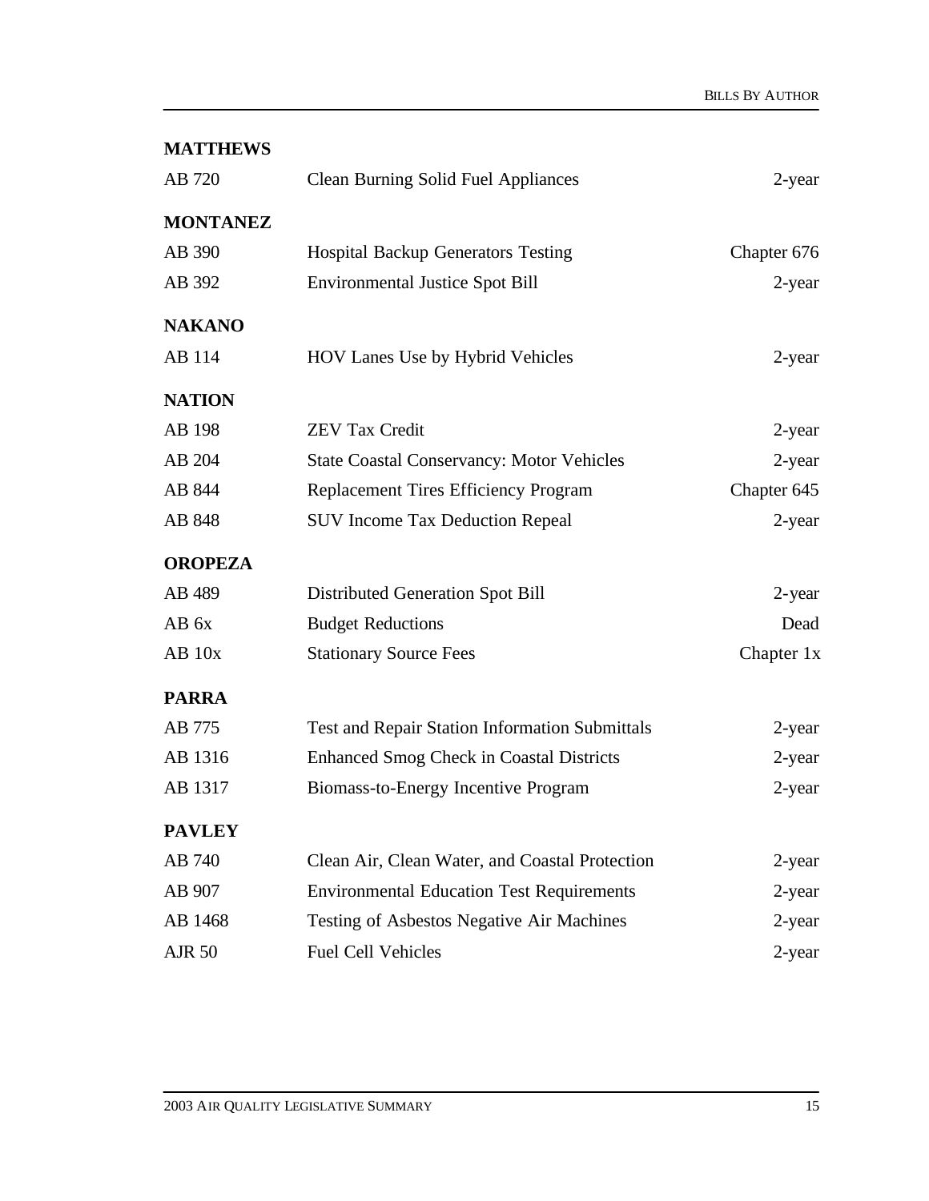**MATTHEWS**

| | | |
|---|---|---|
| AB 720 | Clean Burning Solid Fuel Appliances | 2-year |

**MONTANEZ**

| | | |
|---|---|---|
| AB 390 | Hospital Backup Generators Testing | Chapter 676 |
| AB 392 | Environmental Justice Spot Bill | 2-year |

**NAKANO**

| | | |
|---|---|---|
| AB 114 | HOV Lanes Use by Hybrid Vehicles | 2-year |

**NATION**

| | | |
|---|---|---|
| AB 198 | ZEV Tax Credit | 2-year |
| AB 204 | State Coastal Conservancy: Motor Vehicles | 2-year |
| AB 844 | Replacement Tires Efficiency Program | Chapter 645 |
| AB 848 | SUV Income Tax Deduction Repeal | 2-year |

**OROPEZA**

| | | |
|---|---|---|
| AB 489 | Distributed Generation Spot Bill | 2-year |
| AB 6x | Budget Reductions | Dead |
| AB 10x | Stationary Source Fees | Chapter 1x |

**PARRA**

| | | |
|---|---|---|
| AB 775 | Test and Repair Station Information Submittals | 2-year |
| AB 1316 | Enhanced Smog Check in Coastal Districts | 2-year |
| AB 1317 | Biomass-to-Energy Incentive Program | 2-year |

**PAVLEY**

| | | |
|---|---|---|
| AB 740 | Clean Air, Clean Water, and Coastal Protection | 2-year |
| AB 907 | Environmental Education Test Requirements | 2-year |
| AB 1468 | Testing of Asbestos Negative Air Machines | 2-year |
| AJR 50 | Fuel Cell Vehicles | 2-year |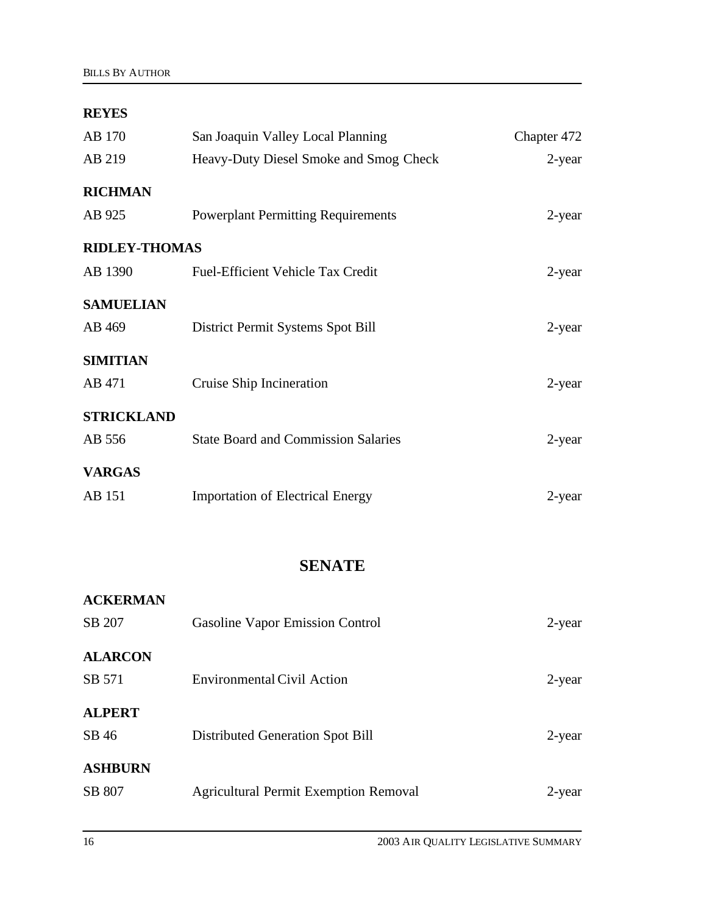**REYES**

| | | |
|---|---|---|
| AB 170 | San Joaquin Valley Local Planning | Chapter 472 |
| AB 219 | Heavy-Duty Diesel Smoke and Smog Check | 2-year |

**RICHMAN**

| | | |
|---|---|---|
| AB 925 | Powerplant Permitting Requirements | 2-year |

**RIDLEY-THOMAS**

| | | |
|---|---|---|
| AB 1390 | Fuel-Efficient Vehicle Tax Credit | 2-year |

**SAMUELIAN**

| | | |
|---|---|---|
| AB 469 | District Permit Systems Spot Bill | 2-year |

**SIMITIAN**

| | | |
|---|---|---|
| AB 471 | Cruise Ship Incineration | 2-year |

**STRICKLAND**

| | | |
|---|---|---|
| AB 556 | State Board and Commission Salaries | 2-year |

**VARGAS**

| | | |
|---|---|---|
| AB 151 | Importation of Electrical Energy | 2-year |

## SENATE

**ACKERMAN**

| | | |
|---|---|---|
| SB 207 | Gasoline Vapor Emission Control | 2-year |

**ALARCON**

| | | |
|---|---|---|
| SB 571 | Environmental Civil Action | 2-year |

**ALPERT**

| | | |
|---|---|---|
| SB 46 | Distributed Generation Spot Bill | 2-year |

**ASHBURN**

| | | |
|---|---|---|
| SB 807 | Agricultural Permit Exemption Removal | 2-year |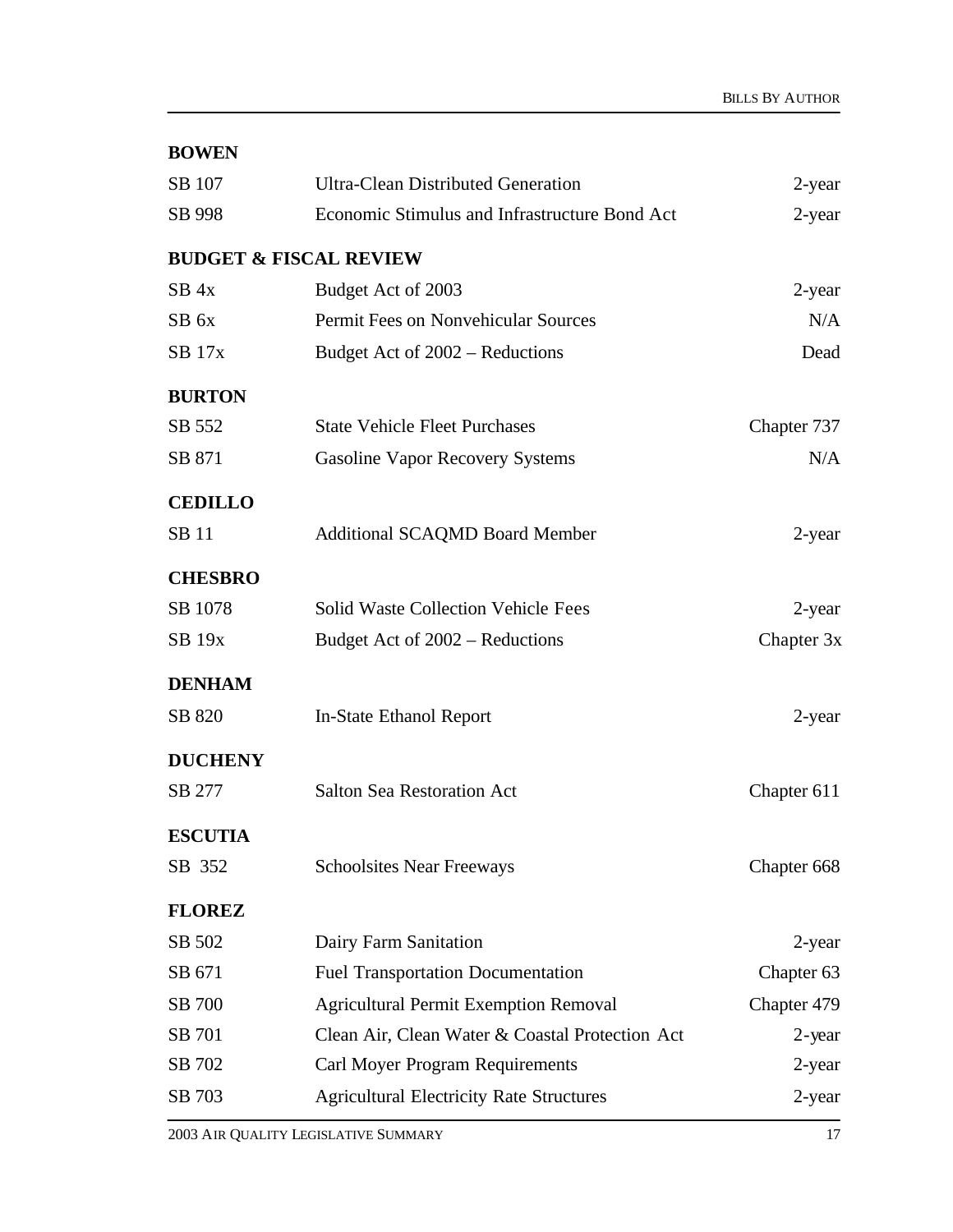**BOWEN**

| | | |
|---|---|---|
| SB 107 | Ultra-Clean Distributed Generation | 2-year |
| SB 998 | Economic Stimulus and Infrastructure Bond Act | 2-year |

**BUDGET & FISCAL REVIEW**

| | | |
|---|---|---|
| SB 4x | Budget Act of 2003 | 2-year |
| SB 6x | Permit Fees on Nonvehicular Sources | N/A |
| SB 17x | Budget Act of 2002 – Reductions | Dead |

**BURTON**

| | | |
|---|---|---|
| SB 552 | State Vehicle Fleet Purchases | Chapter 737 |
| SB 871 | Gasoline Vapor Recovery Systems | N/A |

**CEDILLO**

| | | |
|---|---|---|
| SB 11 | Additional SCAQMD Board Member | 2-year |

**CHESBRO**

| | | |
|---|---|---|
| SB 1078 | Solid Waste Collection Vehicle Fees | 2-year |
| SB 19x | Budget Act of 2002 – Reductions | Chapter 3x |

**DENHAM**

| | | |
|---|---|---|
| SB 820 | In-State Ethanol Report | 2-year |

**DUCHENY**

| | | |
|---|---|---|
| SB 277 | Salton Sea Restoration Act | Chapter 611 |

**ESCUTIA**

| | | |
|---|---|---|
| SB 352 | Schoolsites Near Freeways | Chapter 668 |

**FLOREZ**

| | | |
|---|---|---|
| SB 502 | Dairy Farm Sanitation | 2-year |
| SB 671 | Fuel Transportation Documentation | Chapter 63 |
| SB 700 | Agricultural Permit Exemption Removal | Chapter 479 |
| SB 701 | Clean Air, Clean Water & Coastal Protection Act | 2-year |
| SB 702 | Carl Moyer Program Requirements | 2-year |
| SB 703 | Agricultural Electricity Rate Structures | 2-year |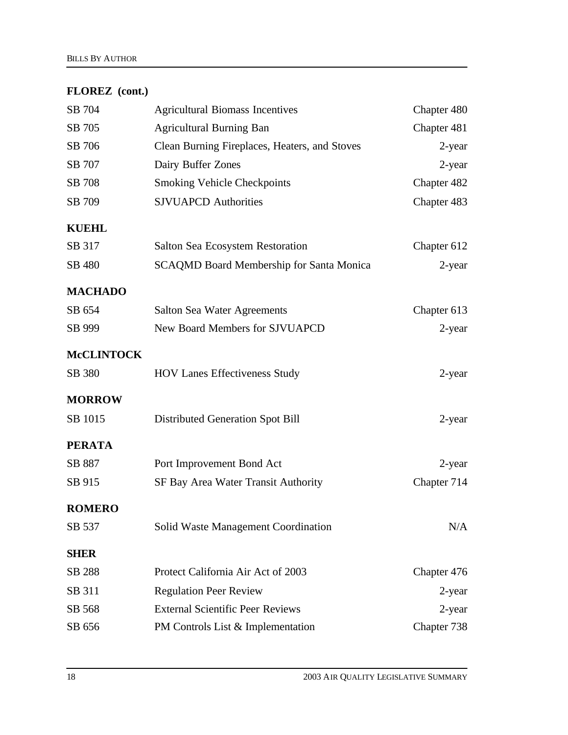**FLOREZ (cont.)**

| | | |
|---|---|---|
| SB 704 | Agricultural Biomass Incentives | Chapter 480 |
| SB 705 | Agricultural Burning Ban | Chapter 481 |
| SB 706 | Clean Burning Fireplaces, Heaters, and Stoves | 2-year |
| SB 707 | Dairy Buffer Zones | 2-year |
| SB 708 | Smoking Vehicle Checkpoints | Chapter 482 |
| SB 709 | SJVUAPCD Authorities | Chapter 483 |

**KUEHL**

| | | |
|---|---|---|
| SB 317 | Salton Sea Ecosystem Restoration | Chapter 612 |
| SB 480 | SCAQMD Board Membership for Santa Monica | 2-year |

**MACHADO**

| | | |
|---|---|---|
| SB 654 | Salton Sea Water Agreements | Chapter 613 |
| SB 999 | New Board Members for SJVUAPCD | 2-year |

**McCLINTOCK**

| | | |
|---|---|---|
| SB 380 | HOV Lanes Effectiveness Study | 2-year |

**MORROW**

| | | |
|---|---|---|
| SB 1015 | Distributed Generation Spot Bill | 2-year |

**PERATA**

| | | |
|---|---|---|
| SB 887 | Port Improvement Bond Act | 2-year |
| SB 915 | SF Bay Area Water Transit Authority | Chapter 714 |

**ROMERO**

| | | |
|---|---|---|
| SB 537 | Solid Waste Management Coordination | N/A |

**SHER**

| | | |
|---|---|---|
| SB 288 | Protect California Air Act of 2003 | Chapter 476 |
| SB 311 | Regulation Peer Review | 2-year |
| SB 568 | External Scientific Peer Reviews | 2-year |
| SB 656 | PM Controls List & Implementation | Chapter 738 |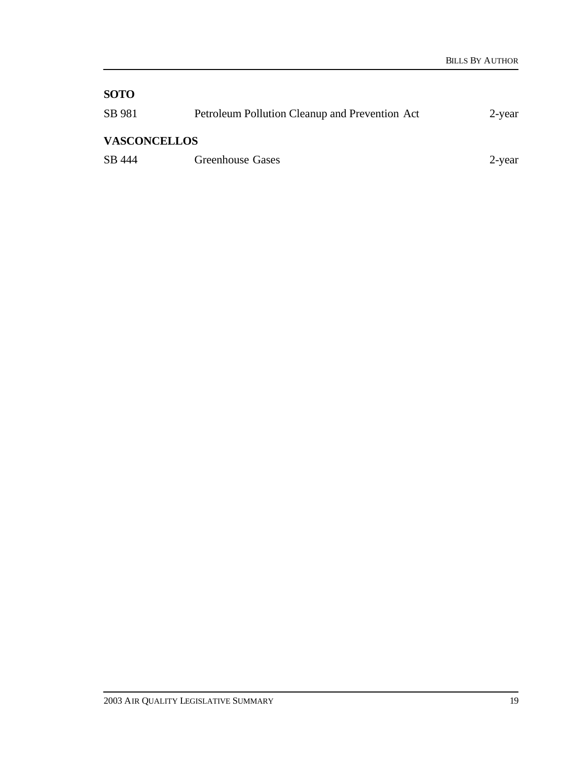**SOTO**

| | | |
|---|---|---|
| SB 981 | Petroleum Pollution Cleanup and Prevention Act | 2-year |

**VASCONCELLOS**

| | | |
|---|---|---|
| SB 444 | Greenhouse Gases | 2-year |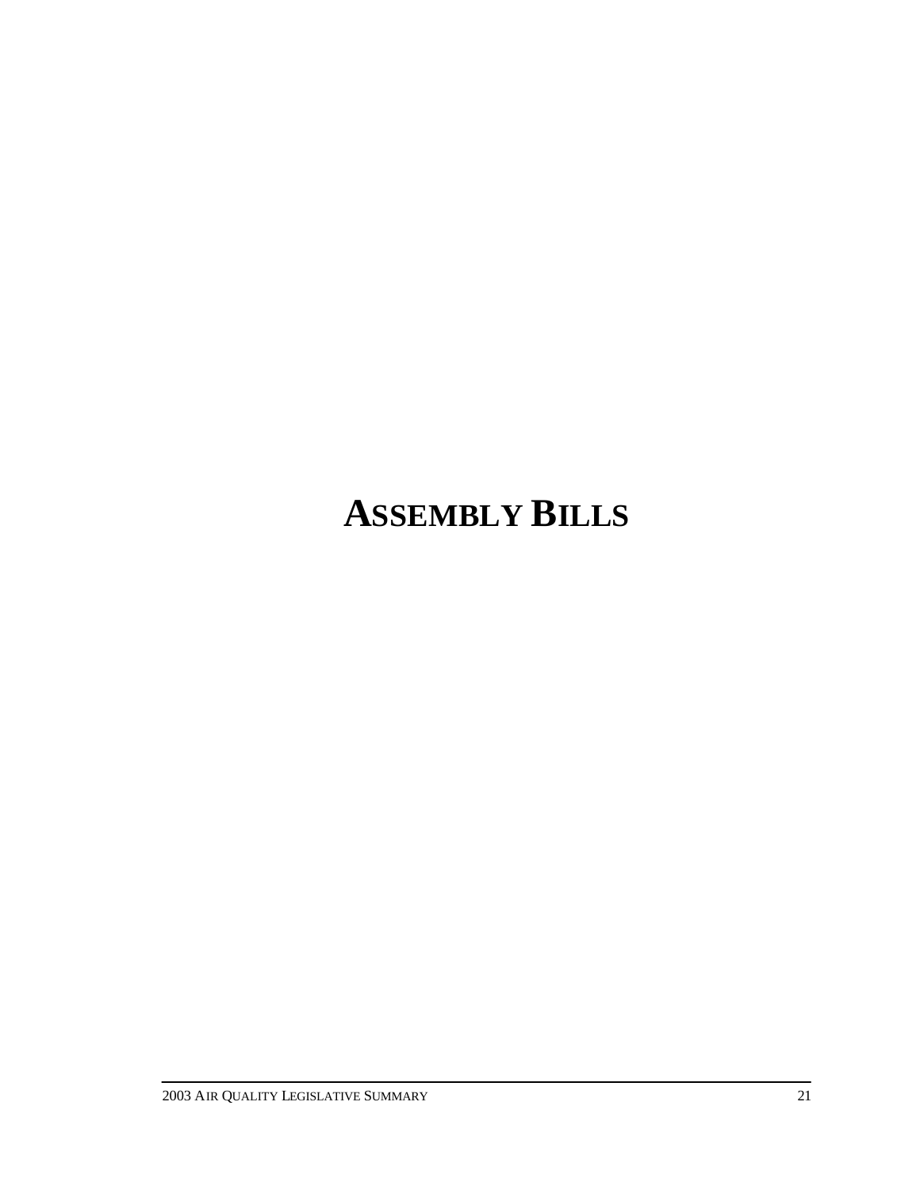# ASSEMBLY BILLS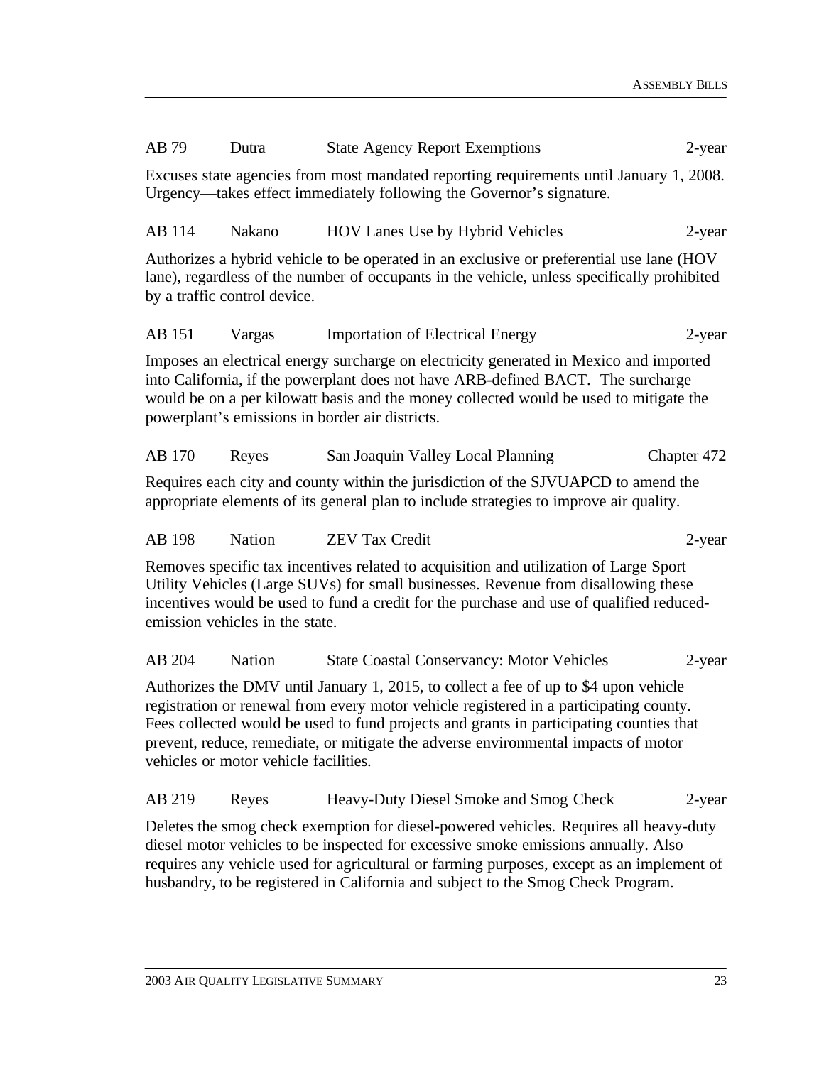AB 79 | Dutra | State Agency Report Exemptions | 2-year

Excuses state agencies from most mandated reporting requirements until January 1, 2008. Urgency—takes effect immediately following the Governor's signature.

AB 114 | Nakano | HOV Lanes Use by Hybrid Vehicles | 2-year

Authorizes a hybrid vehicle to be operated in an exclusive or preferential use lane (HOV lane), regardless of the number of occupants in the vehicle, unless specifically prohibited by a traffic control device.

AB 151 | Vargas | Importation of Electrical Energy | 2-year

Imposes an electrical energy surcharge on electricity generated in Mexico and imported into California, if the powerplant does not have ARB-defined BACT. The surcharge would be on a per kilowatt basis and the money collected would be used to mitigate the powerplant's emissions in border air districts.

AB 170 | Reyes | San Joaquin Valley Local Planning | Chapter 472

Requires each city and county within the jurisdiction of the SJVUAPCD to amend the appropriate elements of its general plan to include strategies to improve air quality.

AB 198 | Nation | ZEV Tax Credit | 2-year

Removes specific tax incentives related to acquisition and utilization of Large Sport Utility Vehicles (Large SUVs) for small businesses. Revenue from disallowing these incentives would be used to fund a credit for the purchase and use of qualified reduced-emission vehicles in the state.

AB 204 | Nation | State Coastal Conservancy: Motor Vehicles | 2-year

Authorizes the DMV until January 1, 2015, to collect a fee of up to $4 upon vehicle registration or renewal from every motor vehicle registered in a participating county. Fees collected would be used to fund projects and grants in participating counties that prevent, reduce, remediate, or mitigate the adverse environmental impacts of motor vehicles or motor vehicle facilities.

AB 219 | Reyes | Heavy-Duty Diesel Smoke and Smog Check | 2-year

Deletes the smog check exemption for diesel-powered vehicles. Requires all heavy-duty diesel motor vehicles to be inspected for excessive smoke emissions annually. Also requires any vehicle used for agricultural or farming purposes, except as an implement of husbandry, to be registered in California and subject to the Smog Check Program.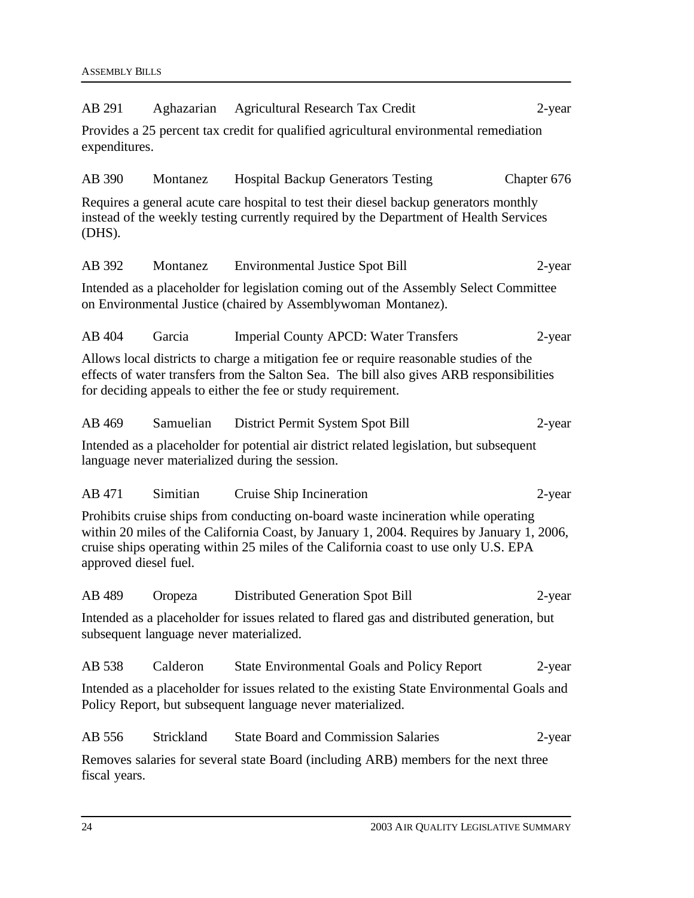AB 291 Aghazarian Agricultural Research Tax Credit 2-year

Provides a 25 percent tax credit for qualified agricultural environmental remediation expenditures.

AB 390 Montanez Hospital Backup Generators Testing Chapter 676

Requires a general acute care hospital to test their diesel backup generators monthly instead of the weekly testing currently required by the Department of Health Services (DHS).

AB 392 Montanez Environmental Justice Spot Bill 2-year

Intended as a placeholder for legislation coming out of the Assembly Select Committee on Environmental Justice (chaired by Assemblywoman Montanez).

AB 404 Garcia Imperial County APCD: Water Transfers 2-year

Allows local districts to charge a mitigation fee or require reasonable studies of the effects of water transfers from the Salton Sea. The bill also gives ARB responsibilities for deciding appeals to either the fee or study requirement.

AB 469 Samuelian District Permit System Spot Bill 2-year

Intended as a placeholder for potential air district related legislation, but subsequent language never materialized during the session.

AB 471 Simitian Cruise Ship Incineration 2-year

Prohibits cruise ships from conducting on-board waste incineration while operating within 20 miles of the California Coast, by January 1, 2004. Requires by January 1, 2006, cruise ships operating within 25 miles of the California coast to use only U.S. EPA approved diesel fuel.

AB 489 Oropeza Distributed Generation Spot Bill 2-year

Intended as a placeholder for issues related to flared gas and distributed generation, but subsequent language never materialized.

AB 538 Calderon State Environmental Goals and Policy Report 2-year

Intended as a placeholder for issues related to the existing State Environmental Goals and Policy Report, but subsequent language never materialized.

AB 556 Strickland State Board and Commission Salaries 2-year

Removes salaries for several state Board (including ARB) members for the next three fiscal years.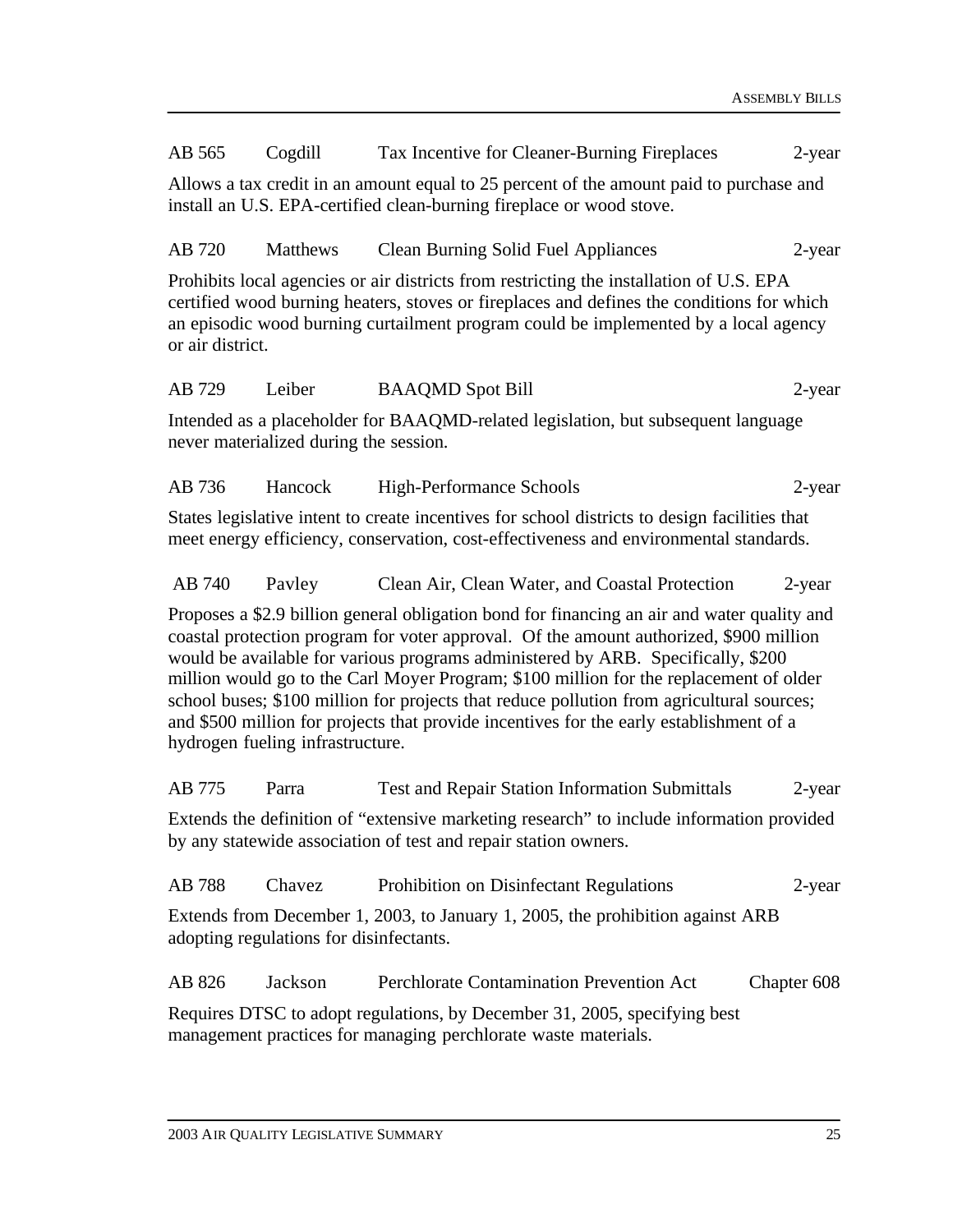AB 565 Cogdill Tax Incentive for Cleaner-Burning Fireplaces 2-year

Allows a tax credit in an amount equal to 25 percent of the amount paid to purchase and install an U.S. EPA-certified clean-burning fireplace or wood stove.

AB 720 Matthews Clean Burning Solid Fuel Appliances 2-year

Prohibits local agencies or air districts from restricting the installation of U.S. EPA certified wood burning heaters, stoves or fireplaces and defines the conditions for which an episodic wood burning curtailment program could be implemented by a local agency or air district.

AB 729 Leiber BAAQMD Spot Bill 2-year

Intended as a placeholder for BAAQMD-related legislation, but subsequent language never materialized during the session.

AB 736 Hancock High-Performance Schools 2-year

States legislative intent to create incentives for school districts to design facilities that meet energy efficiency, conservation, cost-effectiveness and environmental standards.

AB 740 Pavley Clean Air, Clean Water, and Coastal Protection 2-year

Proposes a $2.9 billion general obligation bond for financing an air and water quality and coastal protection program for voter approval. Of the amount authorized, $900 million would be available for various programs administered by ARB. Specifically, $200 million would go to the Carl Moyer Program; $100 million for the replacement of older school buses; $100 million for projects that reduce pollution from agricultural sources; and $500 million for projects that provide incentives for the early establishment of a hydrogen fueling infrastructure.

AB 775 Parra Test and Repair Station Information Submittals 2-year

Extends the definition of "extensive marketing research" to include information provided by any statewide association of test and repair station owners.

AB 788 Chavez Prohibition on Disinfectant Regulations 2-year

Extends from December 1, 2003, to January 1, 2005, the prohibition against ARB adopting regulations for disinfectants.

AB 826 Jackson Perchlorate Contamination Prevention Act Chapter 608

Requires DTSC to adopt regulations, by December 31, 2005, specifying best management practices for managing perchlorate waste materials.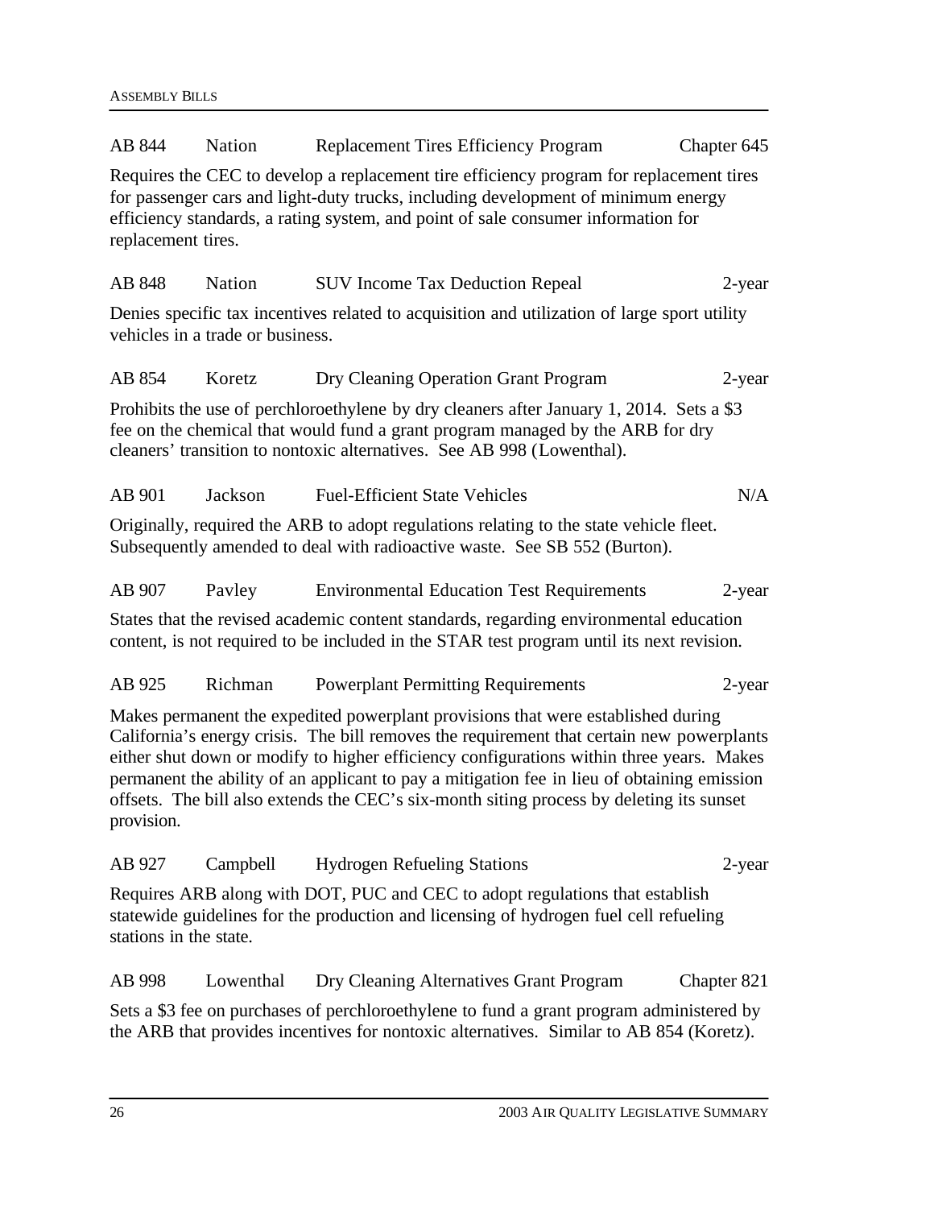AB 844 Nation Replacement Tires Efficiency Program Chapter 645

Requires the CEC to develop a replacement tire efficiency program for replacement tires for passenger cars and light-duty trucks, including development of minimum energy efficiency standards, a rating system, and point of sale consumer information for replacement tires.

AB 848 Nation SUV Income Tax Deduction Repeal 2-year

Denies specific tax incentives related to acquisition and utilization of large sport utility vehicles in a trade or business.

AB 854 Koretz Dry Cleaning Operation Grant Program 2-year

Prohibits the use of perchloroethylene by dry cleaners after January 1, 2014. Sets a $3 fee on the chemical that would fund a grant program managed by the ARB for dry cleaners' transition to nontoxic alternatives. See AB 998 (Lowenthal).

AB 901 Jackson Fuel-Efficient State Vehicles N/A

Originally, required the ARB to adopt regulations relating to the state vehicle fleet. Subsequently amended to deal with radioactive waste. See SB 552 (Burton).

AB 907 Pavley Environmental Education Test Requirements 2-year

States that the revised academic content standards, regarding environmental education content, is not required to be included in the STAR test program until its next revision.

AB 925 Richman Powerplant Permitting Requirements 2-year

Makes permanent the expedited powerplant provisions that were established during California's energy crisis. The bill removes the requirement that certain new powerplants either shut down or modify to higher efficiency configurations within three years. Makes permanent the ability of an applicant to pay a mitigation fee in lieu of obtaining emission offsets. The bill also extends the CEC's six-month siting process by deleting its sunset provision.

AB 927 Campbell Hydrogen Refueling Stations 2-year

Requires ARB along with DOT, PUC and CEC to adopt regulations that establish statewide guidelines for the production and licensing of hydrogen fuel cell refueling stations in the state.

AB 998 Lowenthal Dry Cleaning Alternatives Grant Program Chapter 821

Sets a $3 fee on purchases of perchloroethylene to fund a grant program administered by the ARB that provides incentives for nontoxic alternatives. Similar to AB 854 (Koretz).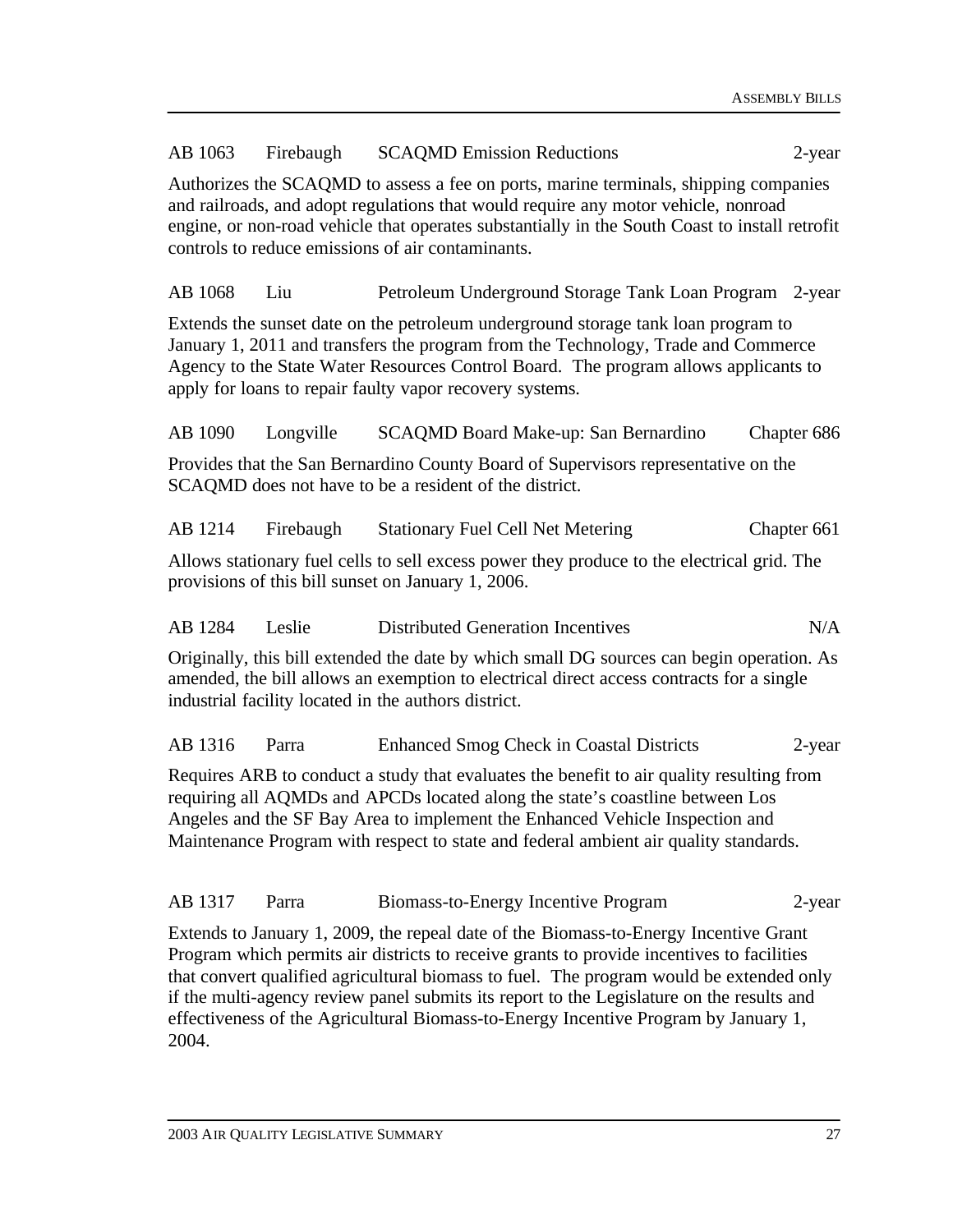AB 1063 Firebaugh SCAQMD Emission Reductions 2-year

Authorizes the SCAQMD to assess a fee on ports, marine terminals, shipping companies and railroads, and adopt regulations that would require any motor vehicle, nonroad engine, or non-road vehicle that operates substantially in the South Coast to install retrofit controls to reduce emissions of air contaminants.

AB 1068 Liu Petroleum Underground Storage Tank Loan Program 2-year

Extends the sunset date on the petroleum underground storage tank loan program to January 1, 2011 and transfers the program from the Technology, Trade and Commerce Agency to the State Water Resources Control Board. The program allows applicants to apply for loans to repair faulty vapor recovery systems.

AB 1090 Longville SCAQMD Board Make-up: San Bernardino Chapter 686

Provides that the San Bernardino County Board of Supervisors representative on the SCAQMD does not have to be a resident of the district.

AB 1214 Firebaugh Stationary Fuel Cell Net Metering Chapter 661

Allows stationary fuel cells to sell excess power they produce to the electrical grid. The provisions of this bill sunset on January 1, 2006.

AB 1284 Leslie Distributed Generation Incentives N/A

Originally, this bill extended the date by which small DG sources can begin operation. As amended, the bill allows an exemption to electrical direct access contracts for a single industrial facility located in the authors district.

AB 1316 Parra Enhanced Smog Check in Coastal Districts 2-year

Requires ARB to conduct a study that evaluates the benefit to air quality resulting from requiring all AQMDs and APCDs located along the state's coastline between Los Angeles and the SF Bay Area to implement the Enhanced Vehicle Inspection and Maintenance Program with respect to state and federal ambient air quality standards.

AB 1317 Parra Biomass-to-Energy Incentive Program 2-year

Extends to January 1, 2009, the repeal date of the Biomass-to-Energy Incentive Grant Program which permits air districts to receive grants to provide incentives to facilities that convert qualified agricultural biomass to fuel. The program would be extended only if the multi-agency review panel submits its report to the Legislature on the results and effectiveness of the Agricultural Biomass-to-Energy Incentive Program by January 1, 2004.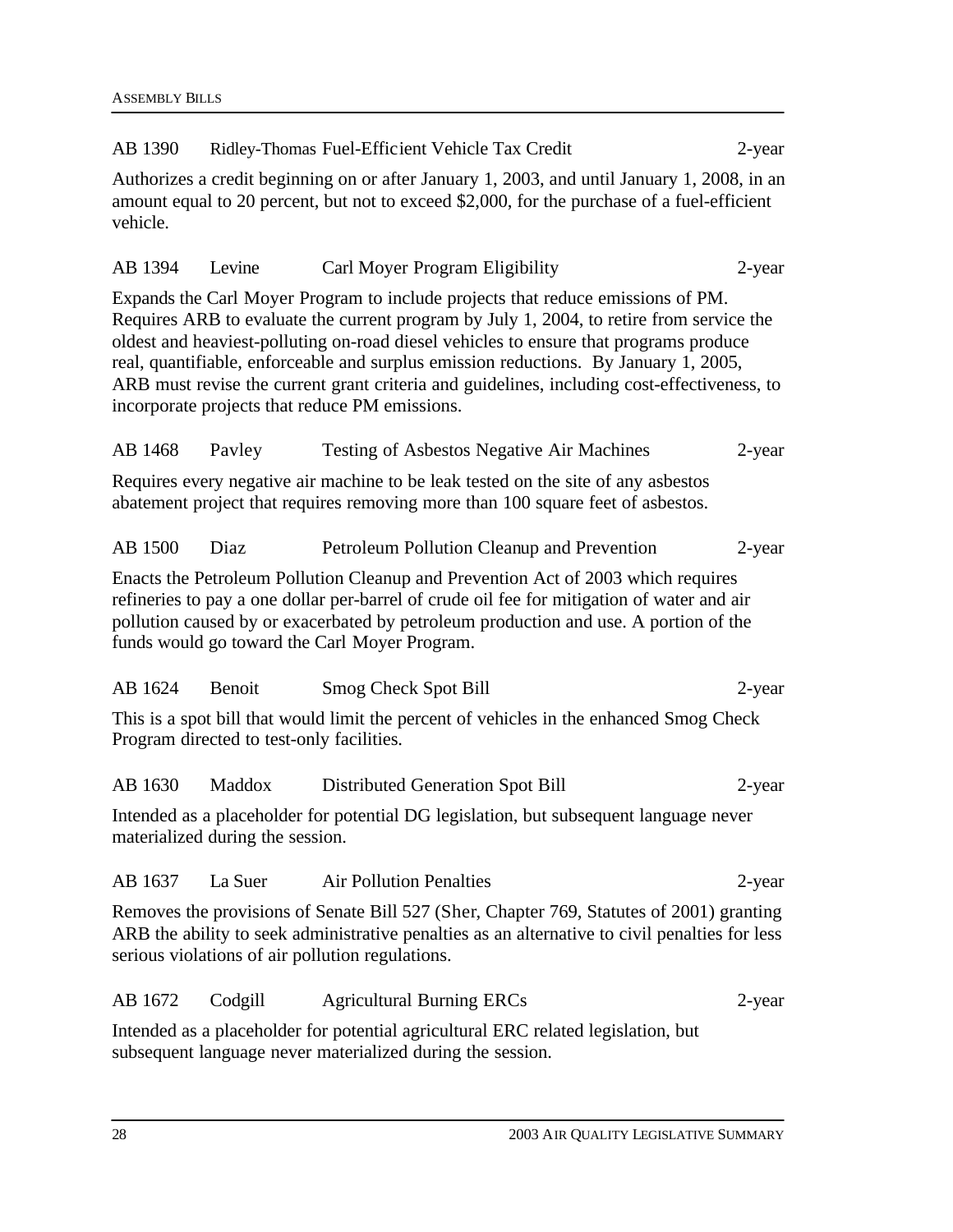AB 1390 Ridley-Thomas Fuel-Efficient Vehicle Tax Credit 2-year

Authorizes a credit beginning on or after January 1, 2003, and until January 1, 2008, in an amount equal to 20 percent, but not to exceed $2,000, for the purchase of a fuel-efficient vehicle.

AB 1394 Levine Carl Moyer Program Eligibility 2-year

Expands the Carl Moyer Program to include projects that reduce emissions of PM. Requires ARB to evaluate the current program by July 1, 2004, to retire from service the oldest and heaviest-polluting on-road diesel vehicles to ensure that programs produce real, quantifiable, enforceable and surplus emission reductions. By January 1, 2005, ARB must revise the current grant criteria and guidelines, including cost-effectiveness, to incorporate projects that reduce PM emissions.

AB 1468 Pavley Testing of Asbestos Negative Air Machines 2-year

Requires every negative air machine to be leak tested on the site of any asbestos abatement project that requires removing more than 100 square feet of asbestos.

AB 1500 Diaz Petroleum Pollution Cleanup and Prevention 2-year

Enacts the Petroleum Pollution Cleanup and Prevention Act of 2003 which requires refineries to pay a one dollar per-barrel of crude oil fee for mitigation of water and air pollution caused by or exacerbated by petroleum production and use. A portion of the funds would go toward the Carl Moyer Program.

AB 1624 Benoit Smog Check Spot Bill 2-year

This is a spot bill that would limit the percent of vehicles in the enhanced Smog Check Program directed to test-only facilities.

AB 1630 Maddox Distributed Generation Spot Bill 2-year

Intended as a placeholder for potential DG legislation, but subsequent language never materialized during the session.

AB 1637 La Suer Air Pollution Penalties 2-year

Removes the provisions of Senate Bill 527 (Sher, Chapter 769, Statutes of 2001) granting ARB the ability to seek administrative penalties as an alternative to civil penalties for less serious violations of air pollution regulations.

AB 1672 Codgill Agricultural Burning ERCs 2-year

Intended as a placeholder for potential agricultural ERC related legislation, but subsequent language never materialized during the session.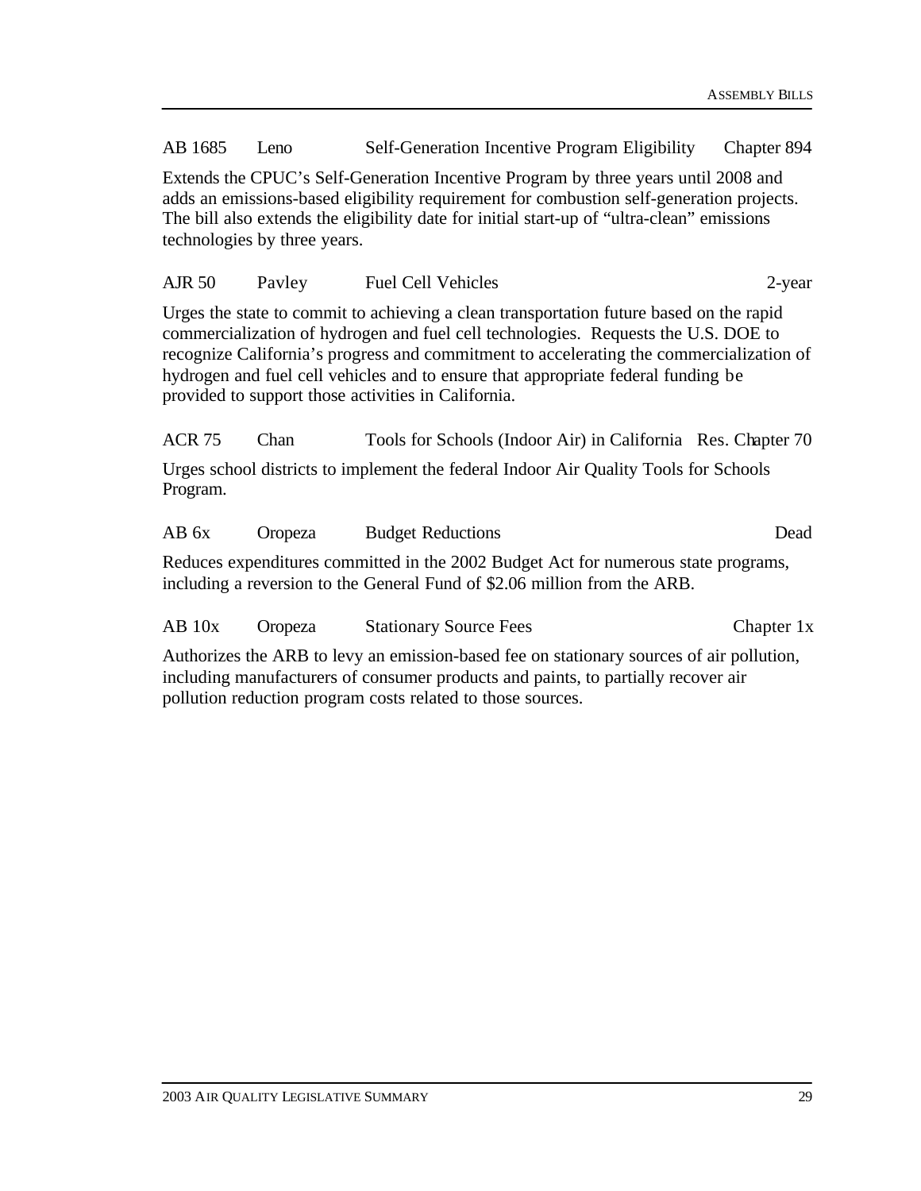AB 1685 Leno Self-Generation Incentive Program Eligibility Chapter 894

Extends the CPUC's Self-Generation Incentive Program by three years until 2008 and adds an emissions-based eligibility requirement for combustion self-generation projects. The bill also extends the eligibility date for initial start-up of "ultra-clean" emissions technologies by three years.

AJR 50 Pavley Fuel Cell Vehicles 2-year

Urges the state to commit to achieving a clean transportation future based on the rapid commercialization of hydrogen and fuel cell technologies. Requests the U.S. DOE to recognize California's progress and commitment to accelerating the commercialization of hydrogen and fuel cell vehicles and to ensure that appropriate federal funding be provided to support those activities in California.

ACR 75 Chan Tools for Schools (Indoor Air) in California Res. Chapter 70

Urges school districts to implement the federal Indoor Air Quality Tools for Schools Program.

AB 6x Oropeza Budget Reductions Dead

Reduces expenditures committed in the 2002 Budget Act for numerous state programs, including a reversion to the General Fund of $2.06 million from the ARB.

AB 10x Oropeza Stationary Source Fees Chapter 1x

Authorizes the ARB to levy an emission-based fee on stationary sources of air pollution, including manufacturers of consumer products and paints, to partially recover air pollution reduction program costs related to those sources.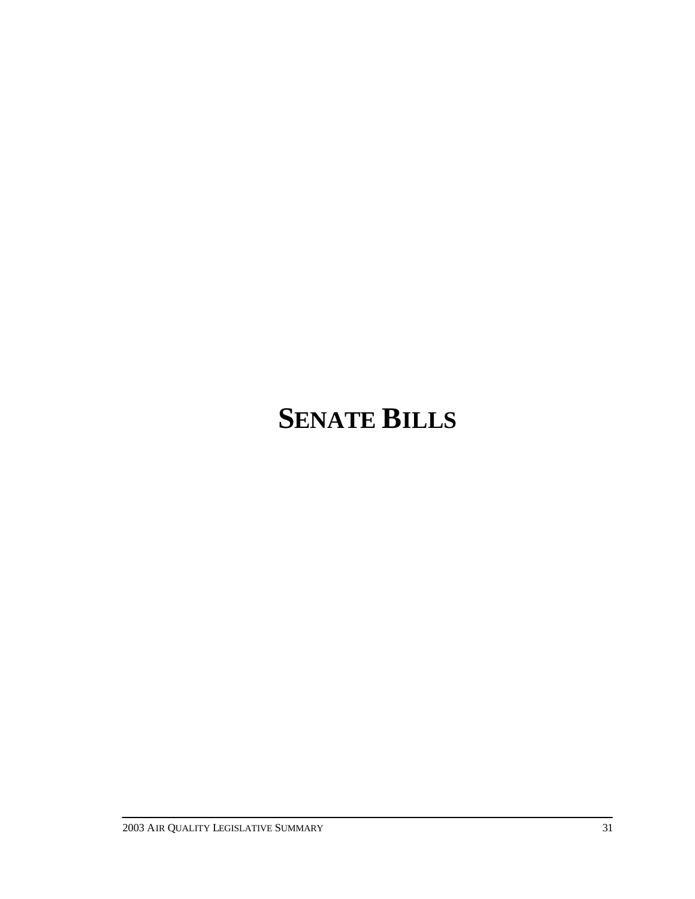# SENATE BILLS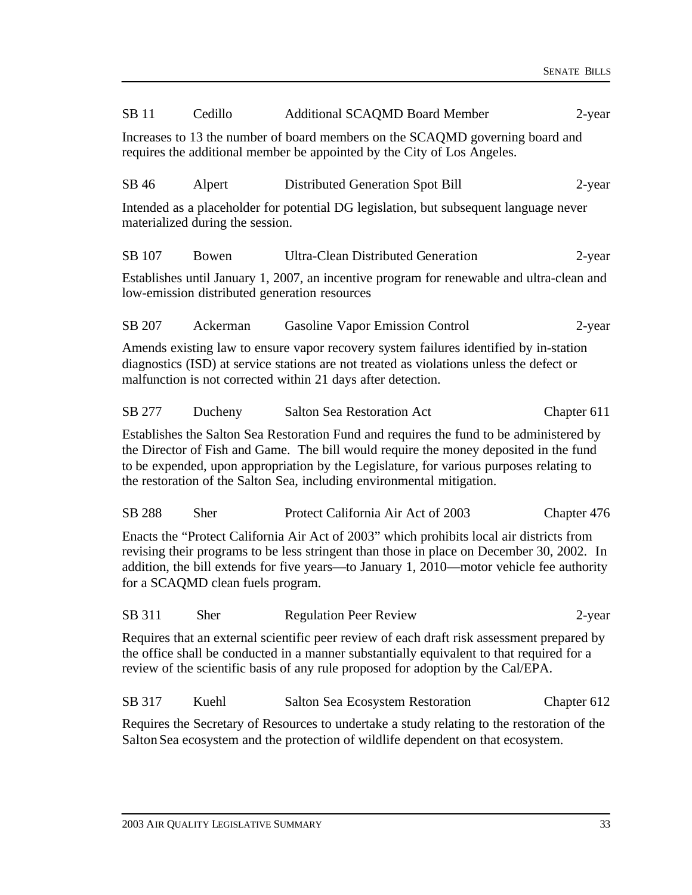SB 11 Cedillo Additional SCAQMD Board Member 2-year

Increases to 13 the number of board members on the SCAQMD governing board and requires the additional member be appointed by the City of Los Angeles.

SB 46 Alpert Distributed Generation Spot Bill 2-year

Intended as a placeholder for potential DG legislation, but subsequent language never materialized during the session.

SB 107 Bowen Ultra-Clean Distributed Generation 2-year

Establishes until January 1, 2007, an incentive program for renewable and ultra-clean and low-emission distributed generation resources

SB 207 Ackerman Gasoline Vapor Emission Control 2-year

Amends existing law to ensure vapor recovery system failures identified by in-station diagnostics (ISD) at service stations are not treated as violations unless the defect or malfunction is not corrected within 21 days after detection.

SB 277 Ducheny Salton Sea Restoration Act Chapter 611

Establishes the Salton Sea Restoration Fund and requires the fund to be administered by the Director of Fish and Game. The bill would require the money deposited in the fund to be expended, upon appropriation by the Legislature, for various purposes relating to the restoration of the Salton Sea, including environmental mitigation.

SB 288 Sher Protect California Air Act of 2003 Chapter 476

Enacts the "Protect California Air Act of 2003" which prohibits local air districts from revising their programs to be less stringent than those in place on December 30, 2002. In addition, the bill extends for five years—to January 1, 2010—motor vehicle fee authority for a SCAQMD clean fuels program.

SB 311 Sher Regulation Peer Review 2-year

Requires that an external scientific peer review of each draft risk assessment prepared by the office shall be conducted in a manner substantially equivalent to that required for a review of the scientific basis of any rule proposed for adoption by the Cal/EPA.

SB 317 Kuehl Salton Sea Ecosystem Restoration Chapter 612

Requires the Secretary of Resources to undertake a study relating to the restoration of the Salton Sea ecosystem and the protection of wildlife dependent on that ecosystem.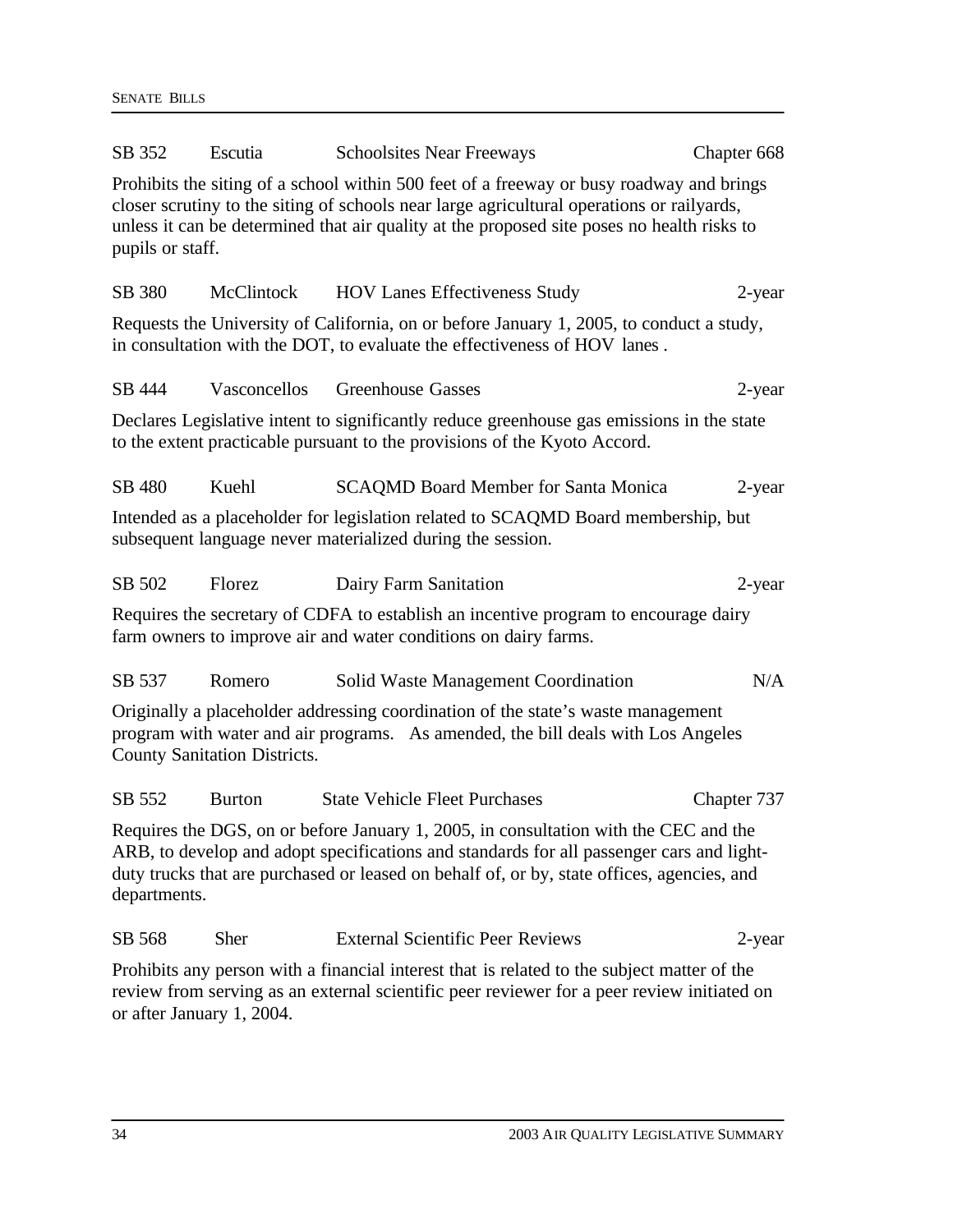| SB 352 | Escutia | Schoolsites Near Freeways | Chapter 668 |
|---|---|---|---|

Prohibits the siting of a school within 500 feet of a freeway or busy roadway and brings closer scrutiny to the siting of schools near large agricultural operations or railyards, unless it can be determined that air quality at the proposed site poses no health risks to pupils or staff.

| SB 380 | McClintock | HOV Lanes Effectiveness Study | 2-year |
|---|---|---|---|

Requests the University of California, on or before January 1, 2005, to conduct a study, in consultation with the DOT, to evaluate the effectiveness of HOV lanes .

| SB 444 | Vasconcellos | Greenhouse Gasses | 2-year |
|---|---|---|---|

Declares Legislative intent to significantly reduce greenhouse gas emissions in the state to the extent practicable pursuant to the provisions of the Kyoto Accord.

| SB 480 | Kuehl | SCAQMD Board Member for Santa Monica | 2-year |
|---|---|---|---|

Intended as a placeholder for legislation related to SCAQMD Board membership, but subsequent language never materialized during the session.

| SB 502 | Florez | Dairy Farm Sanitation | 2-year |
|---|---|---|---|

Requires the secretary of CDFA to establish an incentive program to encourage dairy farm owners to improve air and water conditions on dairy farms.

| SB 537 | Romero | Solid Waste Management Coordination | N/A |
|---|---|---|---|

Originally a placeholder addressing coordination of the state's waste management program with water and air programs. As amended, the bill deals with Los Angeles County Sanitation Districts.

| SB 552 | Burton | State Vehicle Fleet Purchases | Chapter 737 |
|---|---|---|---|

Requires the DGS, on or before January 1, 2005, in consultation with the CEC and the ARB, to develop and adopt specifications and standards for all passenger cars and light-duty trucks that are purchased or leased on behalf of, or by, state offices, agencies, and departments.

| SB 568 | Sher | External Scientific Peer Reviews | 2-year |
|---|---|---|---|

Prohibits any person with a financial interest that is related to the subject matter of the review from serving as an external scientific peer reviewer for a peer review initiated on or after January 1, 2004.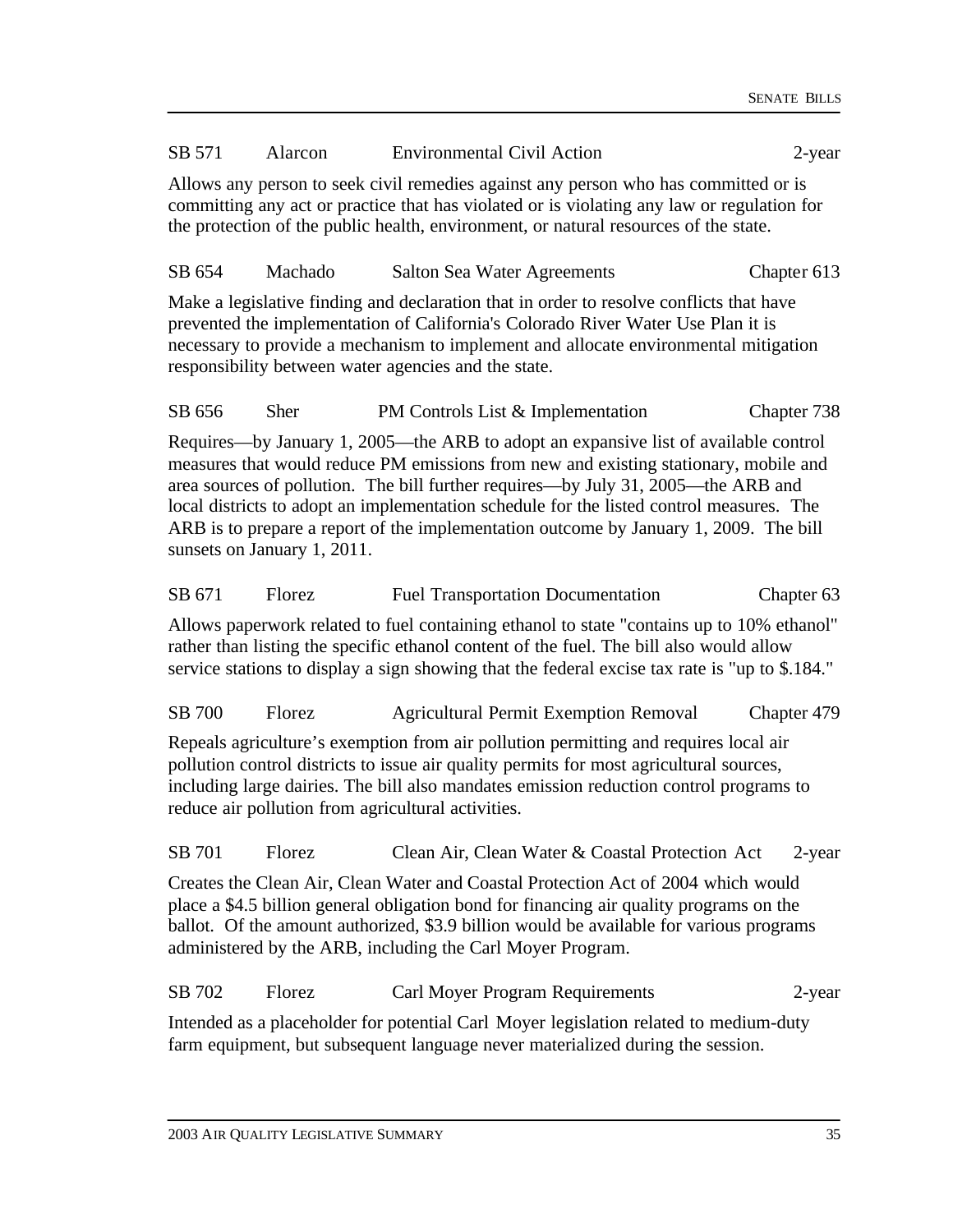SB 571 Alarcon Environmental Civil Action 2-year

Allows any person to seek civil remedies against any person who has committed or is committing any act or practice that has violated or is violating any law or regulation for the protection of the public health, environment, or natural resources of the state.

SB 654 Machado Salton Sea Water Agreements Chapter 613

Make a legislative finding and declaration that in order to resolve conflicts that have prevented the implementation of California's Colorado River Water Use Plan it is necessary to provide a mechanism to implement and allocate environmental mitigation responsibility between water agencies and the state.

SB 656 Sher PM Controls List & Implementation Chapter 738

Requires—by January 1, 2005—the ARB to adopt an expansive list of available control measures that would reduce PM emissions from new and existing stationary, mobile and area sources of pollution. The bill further requires—by July 31, 2005—the ARB and local districts to adopt an implementation schedule for the listed control measures. The ARB is to prepare a report of the implementation outcome by January 1, 2009. The bill sunsets on January 1, 2011.

SB 671 Florez Fuel Transportation Documentation Chapter 63

Allows paperwork related to fuel containing ethanol to state "contains up to 10% ethanol" rather than listing the specific ethanol content of the fuel. The bill also would allow service stations to display a sign showing that the federal excise tax rate is "up to $.184."

SB 700 Florez Agricultural Permit Exemption Removal Chapter 479

Repeals agriculture's exemption from air pollution permitting and requires local air pollution control districts to issue air quality permits for most agricultural sources, including large dairies. The bill also mandates emission reduction control programs to reduce air pollution from agricultural activities.

SB 701 Florez Clean Air, Clean Water & Coastal Protection Act 2-year

Creates the Clean Air, Clean Water and Coastal Protection Act of 2004 which would place a $4.5 billion general obligation bond for financing air quality programs on the ballot. Of the amount authorized, $3.9 billion would be available for various programs administered by the ARB, including the Carl Moyer Program.

SB 702 Florez Carl Moyer Program Requirements 2-year

Intended as a placeholder for potential Carl Moyer legislation related to medium-duty farm equipment, but subsequent language never materialized during the session.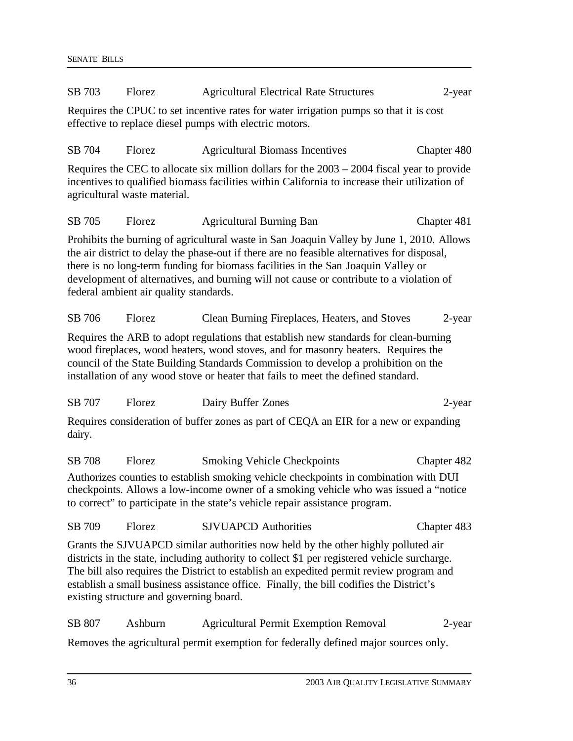| SB 703 | Florez | Agricultural Electrical Rate Structures | 2-year |
|---|---|---|---|

Requires the CPUC to set incentive rates for water irrigation pumps so that it is cost effective to replace diesel pumps with electric motors.

| SB 704 | Florez | Agricultural Biomass Incentives | Chapter 480 |
|---|---|---|---|

Requires the CEC to allocate six million dollars for the 2003 – 2004 fiscal year to provide incentives to qualified biomass facilities within California to increase their utilization of agricultural waste material.

| SB 705 | Florez | Agricultural Burning Ban | Chapter 481 |
|---|---|---|---|

Prohibits the burning of agricultural waste in San Joaquin Valley by June 1, 2010. Allows the air district to delay the phase-out if there are no feasible alternatives for disposal, there is no long-term funding for biomass facilities in the San Joaquin Valley or development of alternatives, and burning will not cause or contribute to a violation of federal ambient air quality standards.

| SB 706 | Florez | Clean Burning Fireplaces, Heaters, and Stoves | 2-year |
|---|---|---|---|

Requires the ARB to adopt regulations that establish new standards for clean-burning wood fireplaces, wood heaters, wood stoves, and for masonry heaters. Requires the council of the State Building Standards Commission to develop a prohibition on the installation of any wood stove or heater that fails to meet the defined standard.

| SB 707 | Florez | Dairy Buffer Zones | 2-year |
|---|---|---|---|

Requires consideration of buffer zones as part of CEQA an EIR for a new or expanding dairy.

| SB 708 | Florez | Smoking Vehicle Checkpoints | Chapter 482 |
|---|---|---|---|

Authorizes counties to establish smoking vehicle checkpoints in combination with DUI checkpoints. Allows a low-income owner of a smoking vehicle who was issued a "notice to correct" to participate in the state's vehicle repair assistance program.

| SB 709 | Florez | SJVUAPCD Authorities | Chapter 483 |
|---|---|---|---|

Grants the SJVUAPCD similar authorities now held by the other highly polluted air districts in the state, including authority to collect $1 per registered vehicle surcharge. The bill also requires the District to establish an expedited permit review program and establish a small business assistance office. Finally, the bill codifies the District's existing structure and governing board.

| SB 807 | Ashburn | Agricultural Permit Exemption Removal | 2-year |
|---|---|---|---|

Removes the agricultural permit exemption for federally defined major sources only.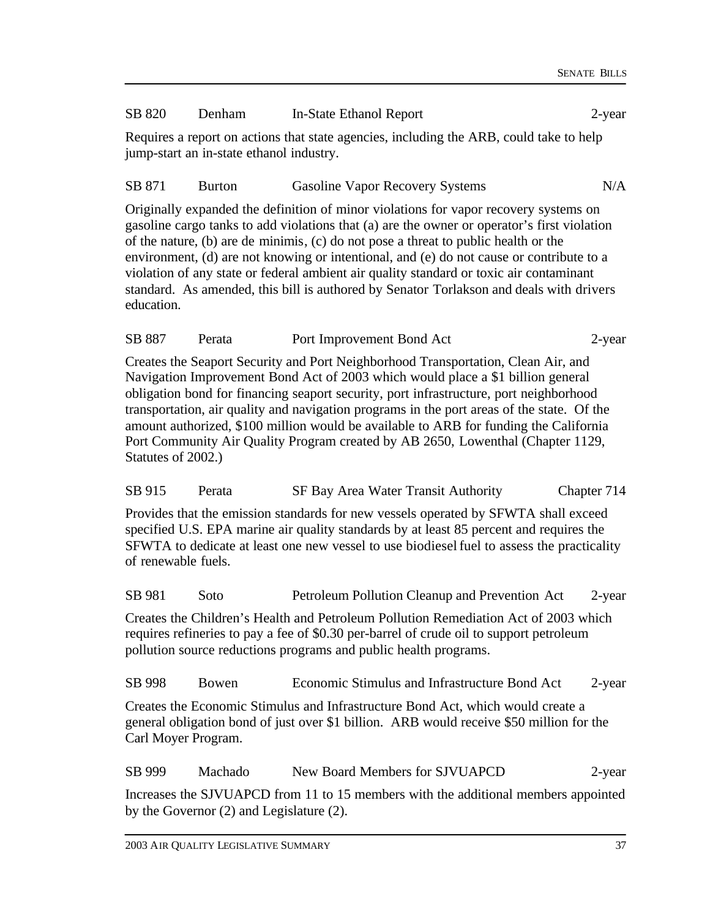SB 820 Denham In-State Ethanol Report 2-year

Requires a report on actions that state agencies, including the ARB, could take to help jump-start an in-state ethanol industry.

SB 871 Burton Gasoline Vapor Recovery Systems N/A

Originally expanded the definition of minor violations for vapor recovery systems on gasoline cargo tanks to add violations that (a) are the owner or operator's first violation of the nature, (b) are de minimis, (c) do not pose a threat to public health or the environment, (d) are not knowing or intentional, and (e) do not cause or contribute to a violation of any state or federal ambient air quality standard or toxic air contaminant standard. As amended, this bill is authored by Senator Torlakson and deals with drivers education.

SB 887 Perata Port Improvement Bond Act 2-year

Creates the Seaport Security and Port Neighborhood Transportation, Clean Air, and Navigation Improvement Bond Act of 2003 which would place a $1 billion general obligation bond for financing seaport security, port infrastructure, port neighborhood transportation, air quality and navigation programs in the port areas of the state. Of the amount authorized, $100 million would be available to ARB for funding the California Port Community Air Quality Program created by AB 2650, Lowenthal (Chapter 1129, Statutes of 2002.)

SB 915 Perata SF Bay Area Water Transit Authority Chapter 714

Provides that the emission standards for new vessels operated by SFWTA shall exceed specified U.S. EPA marine air quality standards by at least 85 percent and requires the SFWTA to dedicate at least one new vessel to use biodiesel fuel to assess the practicality of renewable fuels.

SB 981 Soto Petroleum Pollution Cleanup and Prevention Act 2-year

Creates the Children's Health and Petroleum Pollution Remediation Act of 2003 which requires refineries to pay a fee of $0.30 per-barrel of crude oil to support petroleum pollution source reductions programs and public health programs.

SB 998 Bowen Economic Stimulus and Infrastructure Bond Act 2-year

Creates the Economic Stimulus and Infrastructure Bond Act, which would create a general obligation bond of just over $1 billion. ARB would receive $50 million for the Carl Moyer Program.

SB 999 Machado New Board Members for SJVUAPCD 2-year

Increases the SJVUAPCD from 11 to 15 members with the additional members appointed by the Governor (2) and Legislature (2).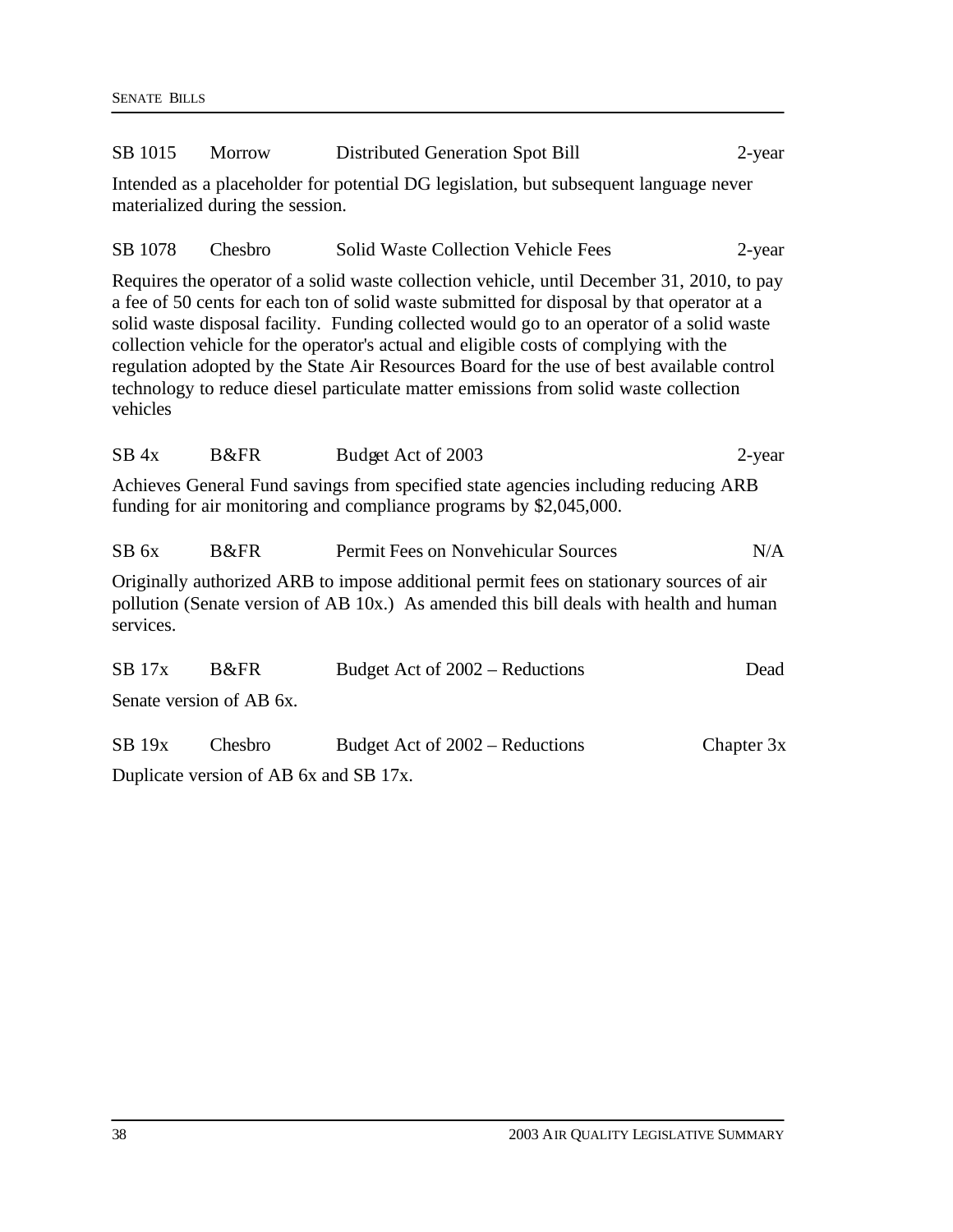SB 1015 | Morrow | Distributed Generation Spot Bill | 2-year

Intended as a placeholder for potential DG legislation, but subsequent language never materialized during the session.

SB 1078 | Chesbro | Solid Waste Collection Vehicle Fees | 2-year

Requires the operator of a solid waste collection vehicle, until December 31, 2010, to pay a fee of 50 cents for each ton of solid waste submitted for disposal by that operator at a solid waste disposal facility. Funding collected would go to an operator of a solid waste collection vehicle for the operator's actual and eligible costs of complying with the regulation adopted by the State Air Resources Board for the use of best available control technology to reduce diesel particulate matter emissions from solid waste collection vehicles

SB 4x | B&FR | Budget Act of 2003 | 2-year

Achieves General Fund savings from specified state agencies including reducing ARB funding for air monitoring and compliance programs by $2,045,000.

SB 6x | B&FR | Permit Fees on Nonvehicular Sources | N/A

Originally authorized ARB to impose additional permit fees on stationary sources of air pollution (Senate version of AB 10x.) As amended this bill deals with health and human services.

SB 17x | B&FR | Budget Act of 2002 – Reductions | Dead

Senate version of AB 6x.

SB 19x | Chesbro | Budget Act of 2002 – Reductions | Chapter 3x

Duplicate version of AB 6x and SB 17x.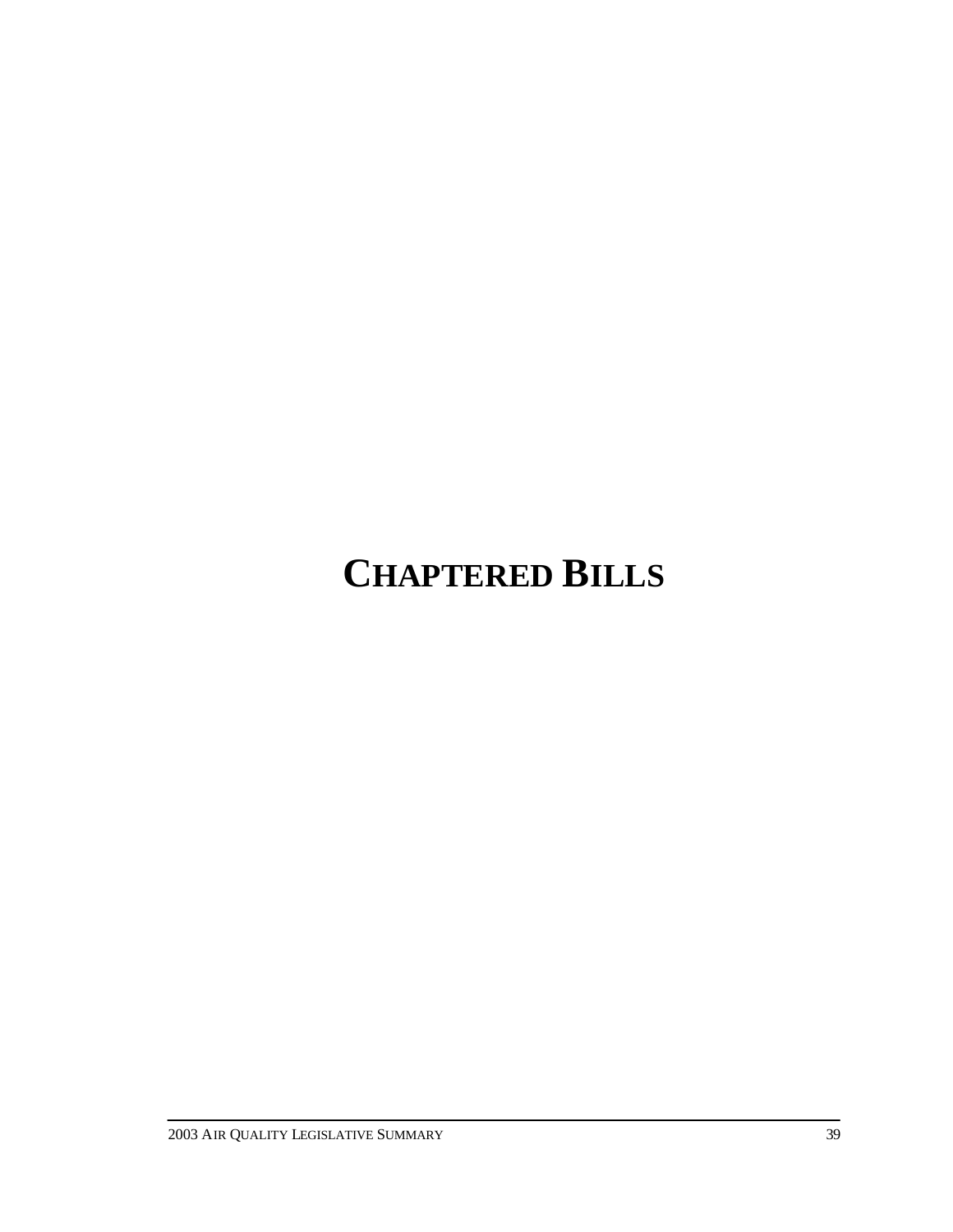# CHAPTERED BILLS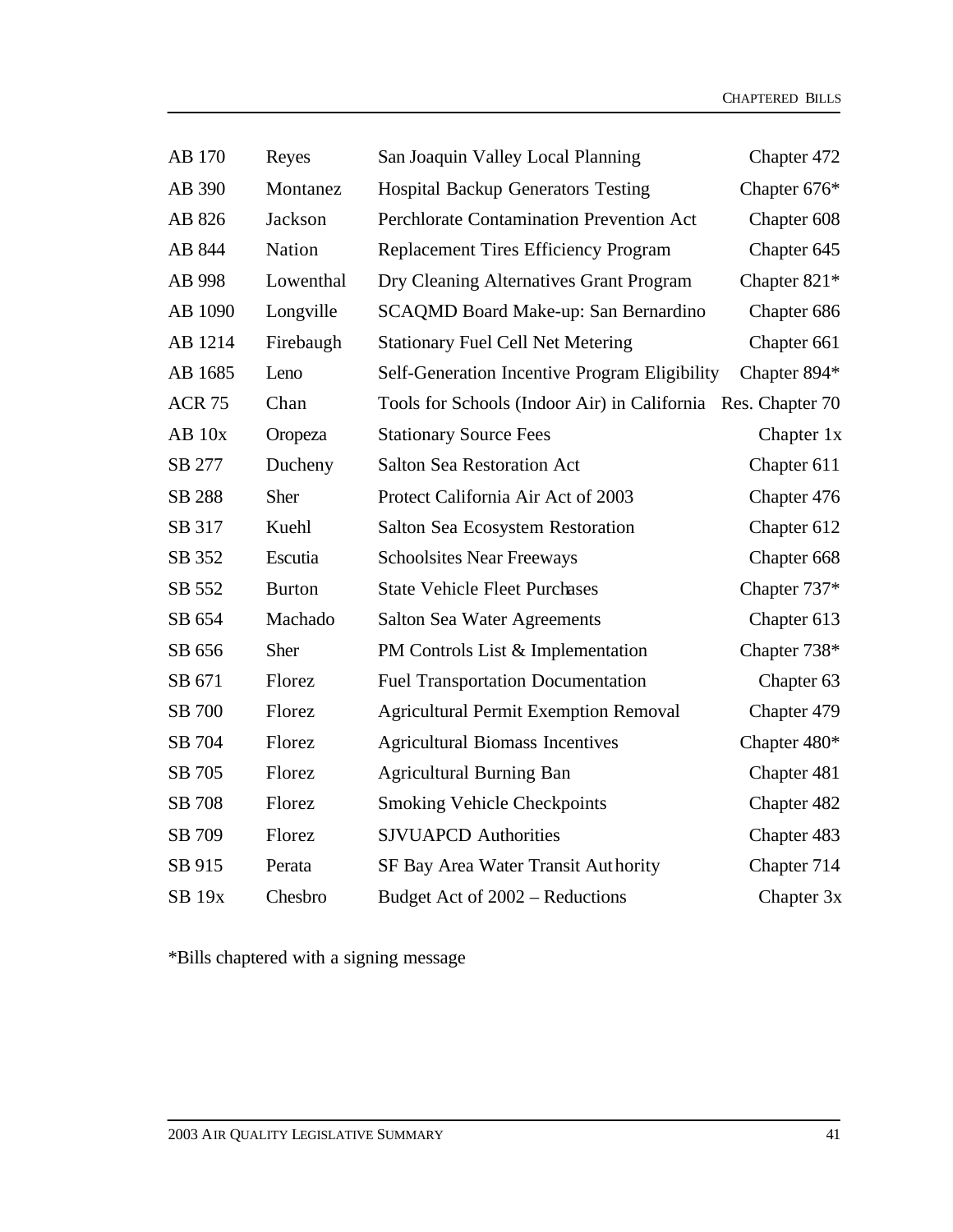| | | | |
|---|---|---|---|
| AB 170 | Reyes | San Joaquin Valley Local Planning | Chapter 472 |
| AB 390 | Montanez | Hospital Backup Generators Testing | Chapter 676* |
| AB 826 | Jackson | Perchlorate Contamination Prevention Act | Chapter 608 |
| AB 844 | Nation | Replacement Tires Efficiency Program | Chapter 645 |
| AB 998 | Lowenthal | Dry Cleaning Alternatives Grant Program | Chapter 821* |
| AB 1090 | Longville | SCAQMD Board Make-up: San Bernardino | Chapter 686 |
| AB 1214 | Firebaugh | Stationary Fuel Cell Net Metering | Chapter 661 |
| AB 1685 | Leno | Self-Generation Incentive Program Eligibility | Chapter 894* |
| ACR 75 | Chan | Tools for Schools (Indoor Air) in California | Res. Chapter 70 |
| AB 10x | Oropeza | Stationary Source Fees | Chapter 1x |
| SB 277 | Ducheny | Salton Sea Restoration Act | Chapter 611 |
| SB 288 | Sher | Protect California Air Act of 2003 | Chapter 476 |
| SB 317 | Kuehl | Salton Sea Ecosystem Restoration | Chapter 612 |
| SB 352 | Escutia | Schoolsites Near Freeways | Chapter 668 |
| SB 552 | Burton | State Vehicle Fleet Purchases | Chapter 737* |
| SB 654 | Machado | Salton Sea Water Agreements | Chapter 613 |
| SB 656 | Sher | PM Controls List & Implementation | Chapter 738* |
| SB 671 | Florez | Fuel Transportation Documentation | Chapter 63 |
| SB 700 | Florez | Agricultural Permit Exemption Removal | Chapter 479 |
| SB 704 | Florez | Agricultural Biomass Incentives | Chapter 480* |
| SB 705 | Florez | Agricultural Burning Ban | Chapter 481 |
| SB 708 | Florez | Smoking Vehicle Checkpoints | Chapter 482 |
| SB 709 | Florez | SJVUAPCD Authorities | Chapter 483 |
| SB 915 | Perata | SF Bay Area Water Transit Authority | Chapter 714 |
| SB 19x | Chesbro | Budget Act of 2002 – Reductions | Chapter 3x |

*Bills chaptered with a signing message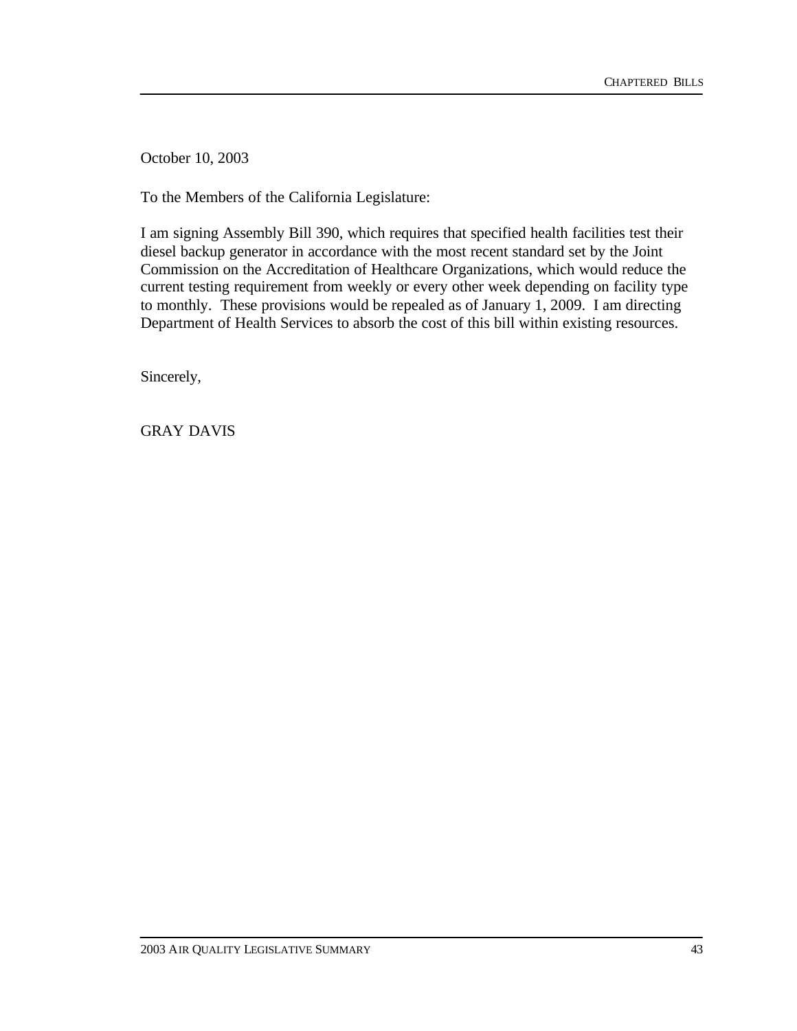October 10, 2003

To the Members of the California Legislature:

I am signing Assembly Bill 390, which requires that specified health facilities test their diesel backup generator in accordance with the most recent standard set by the Joint Commission on the Accreditation of Healthcare Organizations, which would reduce the current testing requirement from weekly or every other week depending on facility type to monthly. These provisions would be repealed as of January 1, 2009. I am directing Department of Health Services to absorb the cost of this bill within existing resources.

Sincerely,

GRAY DAVIS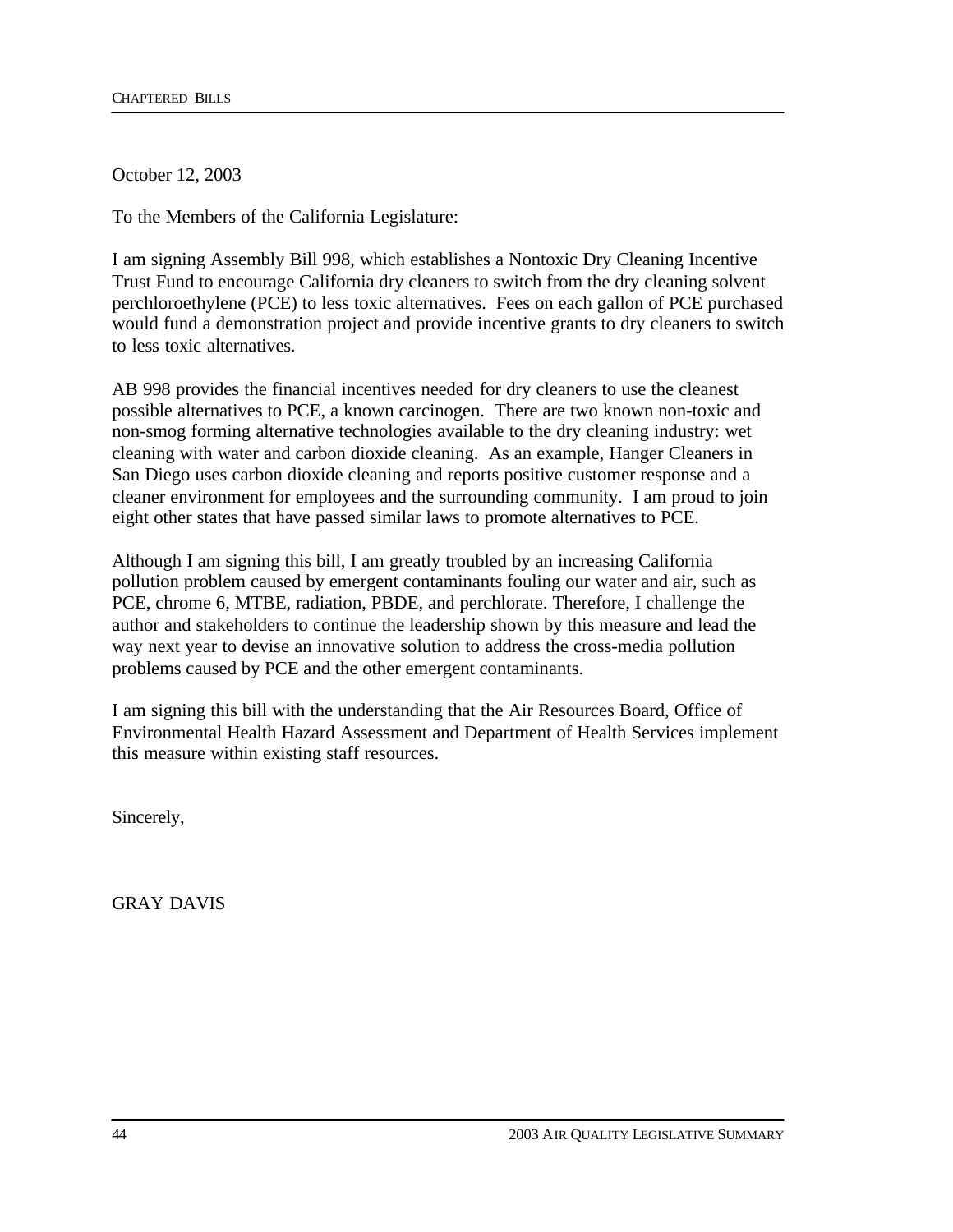October 12, 2003

To the Members of the California Legislature:

I am signing Assembly Bill 998, which establishes a Nontoxic Dry Cleaning Incentive Trust Fund to encourage California dry cleaners to switch from the dry cleaning solvent perchloroethylene (PCE) to less toxic alternatives. Fees on each gallon of PCE purchased would fund a demonstration project and provide incentive grants to dry cleaners to switch to less toxic alternatives.

AB 998 provides the financial incentives needed for dry cleaners to use the cleanest possible alternatives to PCE, a known carcinogen. There are two known non-toxic and non-smog forming alternative technologies available to the dry cleaning industry: wet cleaning with water and carbon dioxide cleaning. As an example, Hanger Cleaners in San Diego uses carbon dioxide cleaning and reports positive customer response and a cleaner environment for employees and the surrounding community. I am proud to join eight other states that have passed similar laws to promote alternatives to PCE.

Although I am signing this bill, I am greatly troubled by an increasing California pollution problem caused by emergent contaminants fouling our water and air, such as PCE, chrome 6, MTBE, radiation, PBDE, and perchlorate. Therefore, I challenge the author and stakeholders to continue the leadership shown by this measure and lead the way next year to devise an innovative solution to address the cross-media pollution problems caused by PCE and the other emergent contaminants.

I am signing this bill with the understanding that the Air Resources Board, Office of Environmental Health Hazard Assessment and Department of Health Services implement this measure within existing staff resources.

Sincerely,

GRAY DAVIS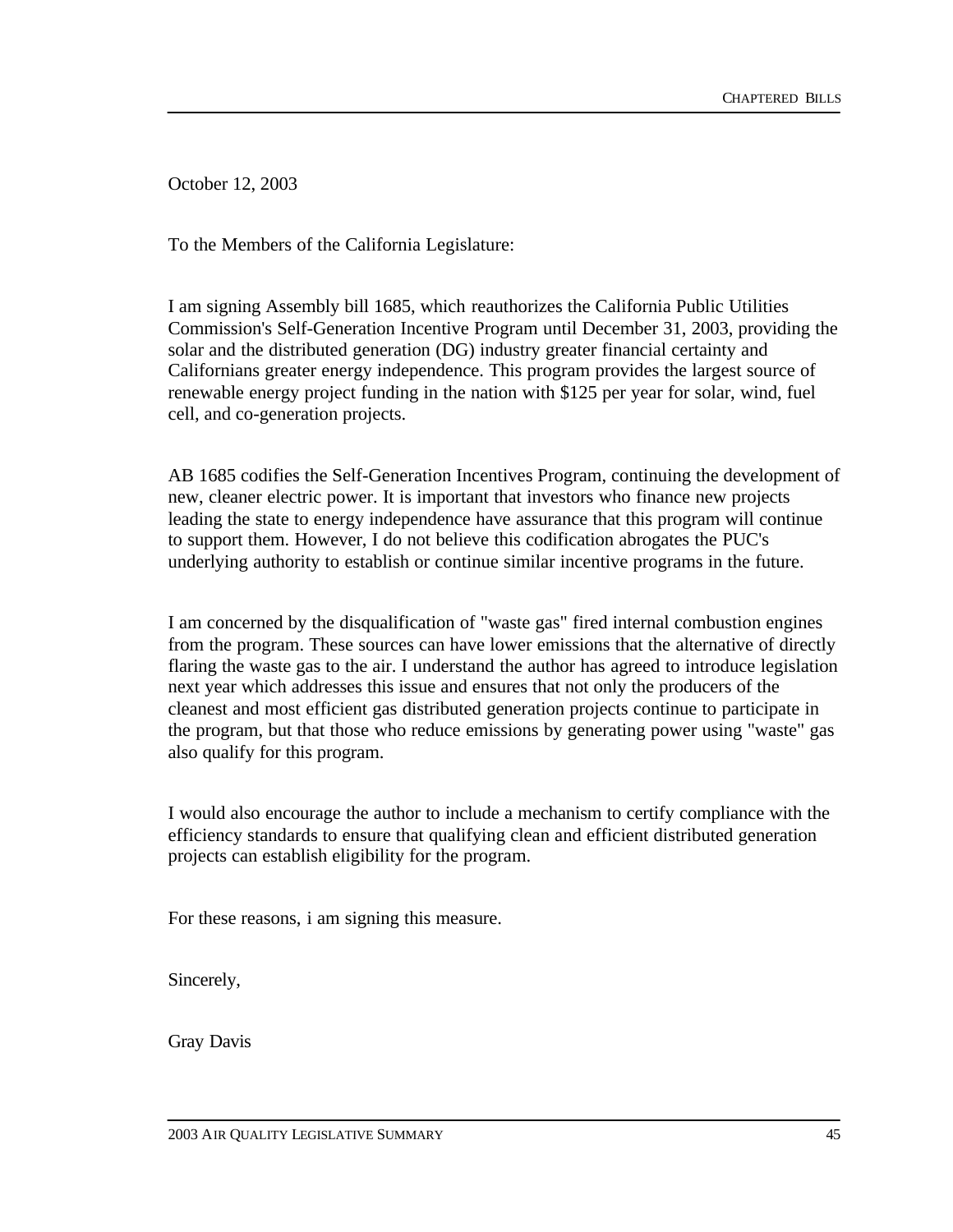October 12, 2003

To the Members of the California Legislature:

I am signing Assembly bill 1685, which reauthorizes the California Public Utilities Commission's Self-Generation Incentive Program until December 31, 2003, providing the solar and the distributed generation (DG) industry greater financial certainty and Californians greater energy independence. This program provides the largest source of renewable energy project funding in the nation with $125 per year for solar, wind, fuel cell, and co-generation projects.

AB 1685 codifies the Self-Generation Incentives Program, continuing the development of new, cleaner electric power. It is important that investors who finance new projects leading the state to energy independence have assurance that this program will continue to support them. However, I do not believe this codification abrogates the PUC's underlying authority to establish or continue similar incentive programs in the future.

I am concerned by the disqualification of "waste gas" fired internal combustion engines from the program. These sources can have lower emissions that the alternative of directly flaring the waste gas to the air. I understand the author has agreed to introduce legislation next year which addresses this issue and ensures that not only the producers of the cleanest and most efficient gas distributed generation projects continue to participate in the program, but that those who reduce emissions by generating power using "waste" gas also qualify for this program.

I would also encourage the author to include a mechanism to certify compliance with the efficiency standards to ensure that qualifying clean and efficient distributed generation projects can establish eligibility for the program.

For these reasons, i am signing this measure.

Sincerely,

Gray Davis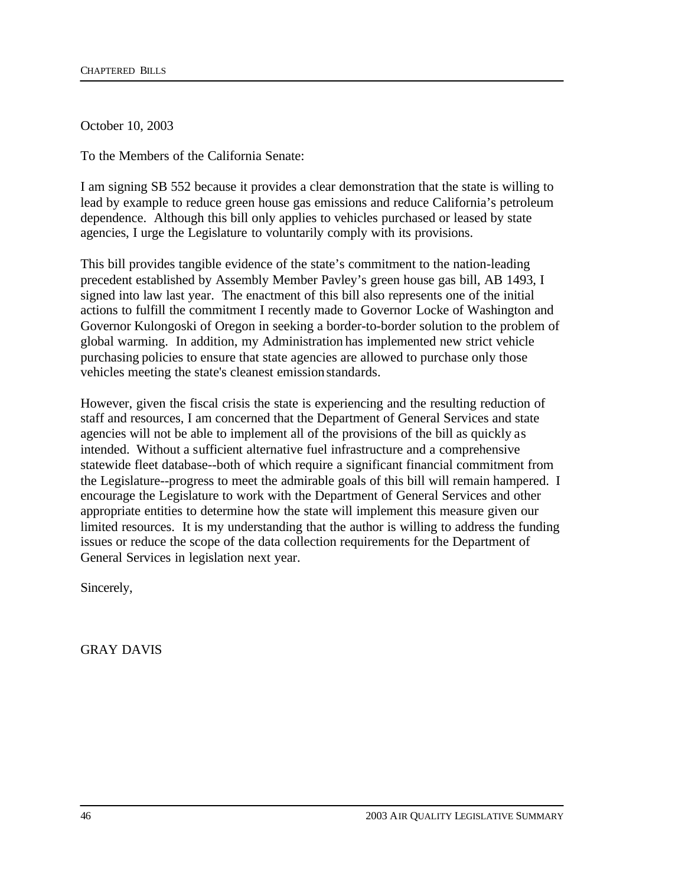October 10, 2003

To the Members of the California Senate:

I am signing SB 552 because it provides a clear demonstration that the state is willing to lead by example to reduce green house gas emissions and reduce California's petroleum dependence. Although this bill only applies to vehicles purchased or leased by state agencies, I urge the Legislature to voluntarily comply with its provisions.

This bill provides tangible evidence of the state's commitment to the nation-leading precedent established by Assembly Member Pavley's green house gas bill, AB 1493, I signed into law last year. The enactment of this bill also represents one of the initial actions to fulfill the commitment I recently made to Governor Locke of Washington and Governor Kulongoski of Oregon in seeking a border-to-border solution to the problem of global warming. In addition, my Administration has implemented new strict vehicle purchasing policies to ensure that state agencies are allowed to purchase only those vehicles meeting the state's cleanest emission standards.

However, given the fiscal crisis the state is experiencing and the resulting reduction of staff and resources, I am concerned that the Department of General Services and state agencies will not be able to implement all of the provisions of the bill as quickly as intended. Without a sufficient alternative fuel infrastructure and a comprehensive statewide fleet database--both of which require a significant financial commitment from the Legislature--progress to meet the admirable goals of this bill will remain hampered. I encourage the Legislature to work with the Department of General Services and other appropriate entities to determine how the state will implement this measure given our limited resources. It is my understanding that the author is willing to address the funding issues or reduce the scope of the data collection requirements for the Department of General Services in legislation next year.

Sincerely,

GRAY DAVIS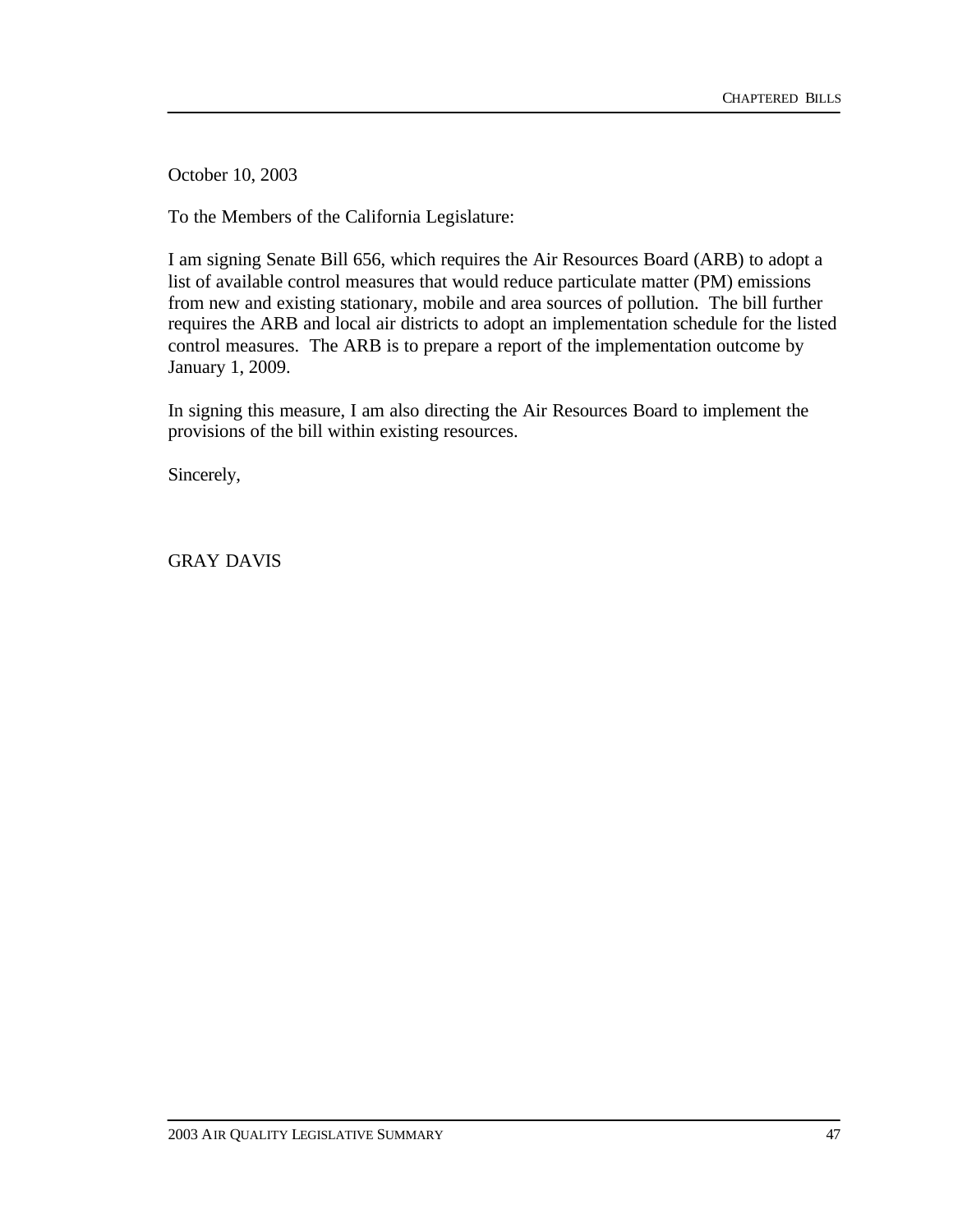October 10, 2003

To the Members of the California Legislature:

I am signing Senate Bill 656, which requires the Air Resources Board (ARB) to adopt a list of available control measures that would reduce particulate matter (PM) emissions from new and existing stationary, mobile and area sources of pollution. The bill further requires the ARB and local air districts to adopt an implementation schedule for the listed control measures. The ARB is to prepare a report of the implementation outcome by January 1, 2009.

In signing this measure, I am also directing the Air Resources Board to implement the provisions of the bill within existing resources.

Sincerely,

GRAY DAVIS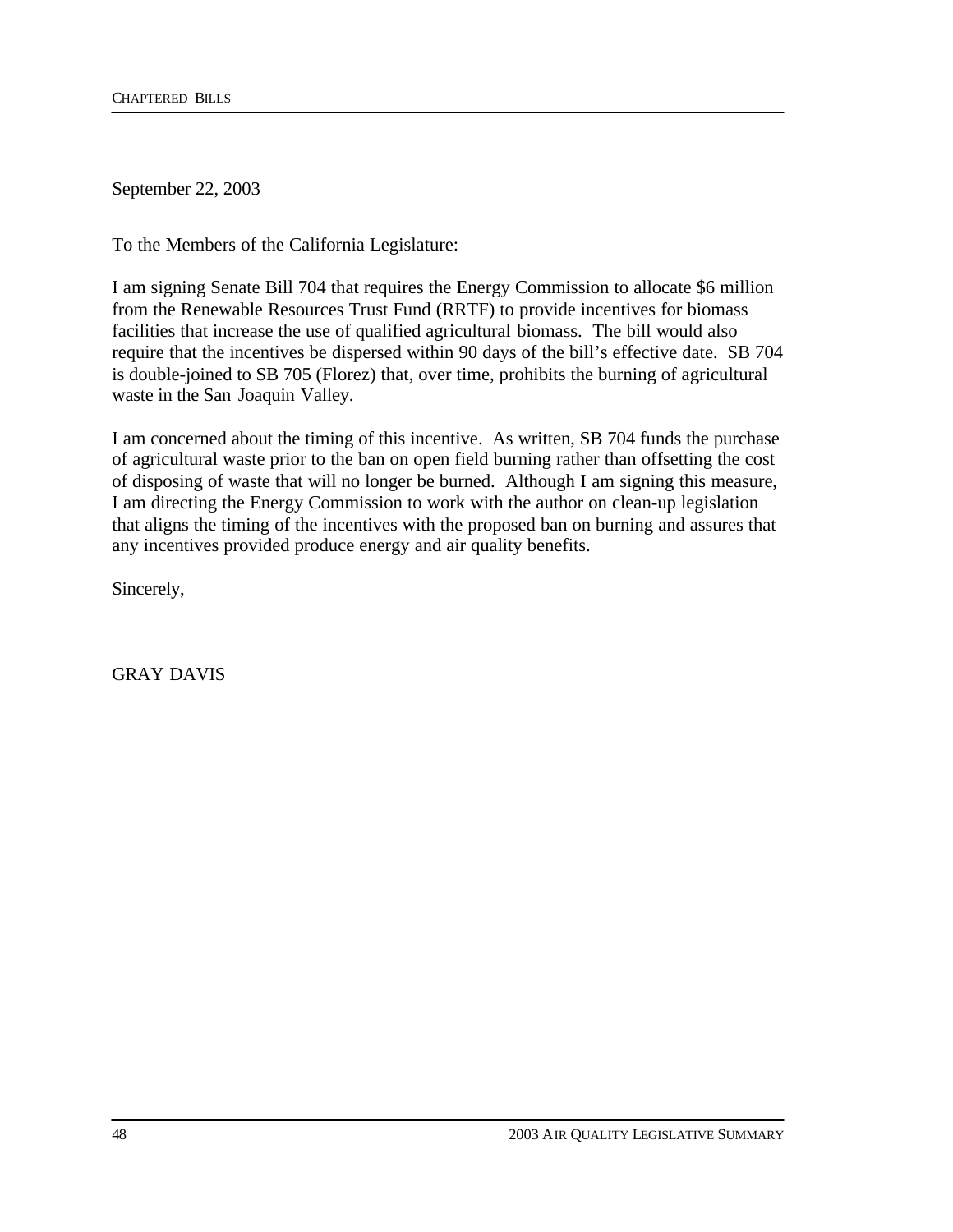September 22, 2003

To the Members of the California Legislature:

I am signing Senate Bill 704 that requires the Energy Commission to allocate $6 million from the Renewable Resources Trust Fund (RRTF) to provide incentives for biomass facilities that increase the use of qualified agricultural biomass. The bill would also require that the incentives be dispersed within 90 days of the bill's effective date. SB 704 is double-joined to SB 705 (Florez) that, over time, prohibits the burning of agricultural waste in the San Joaquin Valley.

I am concerned about the timing of this incentive. As written, SB 704 funds the purchase of agricultural waste prior to the ban on open field burning rather than offsetting the cost of disposing of waste that will no longer be burned. Although I am signing this measure, I am directing the Energy Commission to work with the author on clean-up legislation that aligns the timing of the incentives with the proposed ban on burning and assures that any incentives provided produce energy and air quality benefits.

Sincerely,

GRAY DAVIS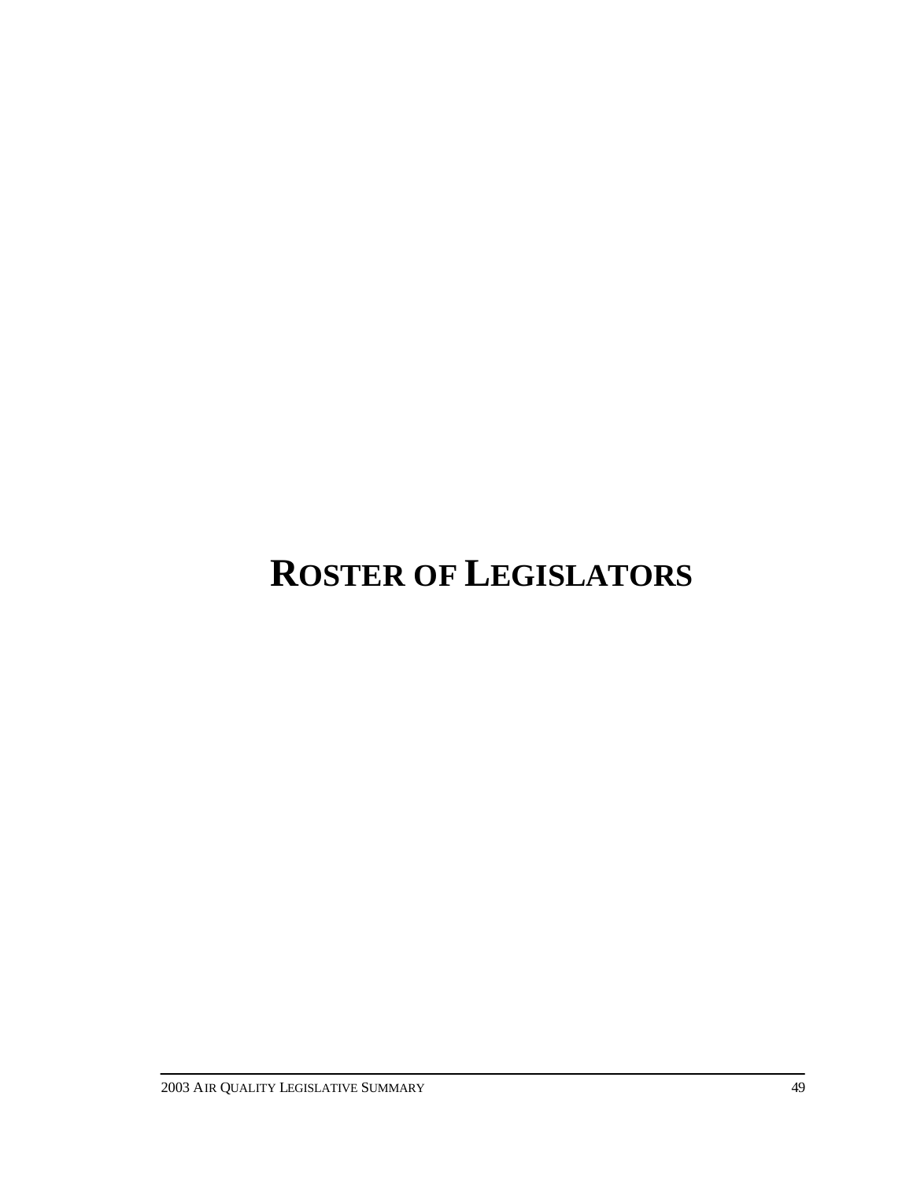# ROSTER OF LEGISLATORS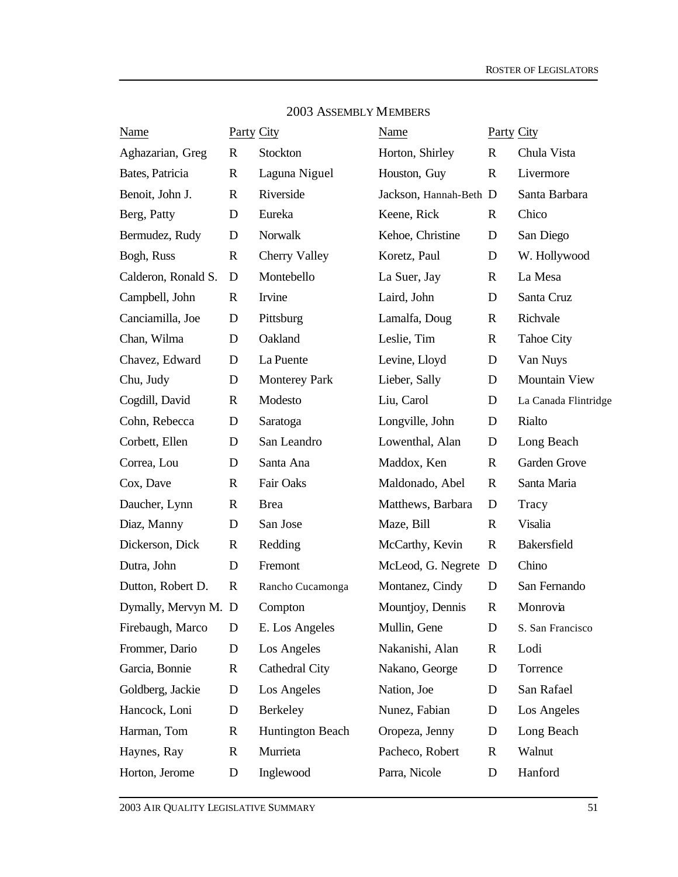## 2003 Assembly Members

| Name | Party | City |
|---|---|---|
| Aghazarian, Greg | R | Stockton |
| Bates, Patricia | R | Laguna Niguel |
| Benoit, John J. | R | Riverside |
| Berg, Patty | D | Eureka |
| Bermudez, Rudy | D | Norwalk |
| Bogh, Russ | R | Cherry Valley |
| Calderon, Ronald S. | D | Montebello |
| Campbell, John | R | Irvine |
| Canciamilla, Joe | D | Pittsburg |
| Chan, Wilma | D | Oakland |
| Chavez, Edward | D | La Puente |
| Chu, Judy | D | Monterey Park |
| Cogdill, David | R | Modesto |
| Cohn, Rebecca | D | Saratoga |
| Corbett, Ellen | D | San Leandro |
| Correa, Lou | D | Santa Ana |
| Cox, Dave | R | Fair Oaks |
| Daucher, Lynn | R | Brea |
| Diaz, Manny | D | San Jose |
| Dickerson, Dick | R | Redding |
| Dutra, John | D | Fremont |
| Dutton, Robert D. | R | Rancho Cucamonga |
| Dymally, Mervyn M. | D | Compton |
| Firebaugh, Marco | D | E. Los Angeles |
| Frommer, Dario | D | Los Angeles |
| Garcia, Bonnie | R | Cathedral City |
| Goldberg, Jackie | D | Los Angeles |
| Hancock, Loni | D | Berkeley |
| Harman, Tom | R | Huntington Beach |
| Haynes, Ray | R | Murrieta |
| Horton, Jerome | D | Inglewood |
| Horton, Shirley | R | Chula Vista |
| Houston, Guy | R | Livermore |
| Jackson, Hannah-Beth | D | Santa Barbara |
| Keene, Rick | R | Chico |
| Kehoe, Christine | D | San Diego |
| Koretz, Paul | D | W. Hollywood |
| La Suer, Jay | R | La Mesa |
| Laird, John | D | Santa Cruz |
| Lamalfa, Doug | R | Richvale |
| Leslie, Tim | R | Tahoe City |
| Levine, Lloyd | D | Van Nuys |
| Lieber, Sally | D | Mountain View |
| Liu, Carol | D | La Canada Flintridge |
| Longville, John | D | Rialto |
| Lowenthal, Alan | D | Long Beach |
| Maddox, Ken | R | Garden Grove |
| Maldonado, Abel | R | Santa Maria |
| Matthews, Barbara | D | Tracy |
| Maze, Bill | R | Visalia |
| McCarthy, Kevin | R | Bakersfield |
| McLeod, G. Negrete | D | Chino |
| Montanez, Cindy | D | San Fernando |
| Mountjoy, Dennis | R | Monrovia |
| Mullin, Gene | D | S. San Francisco |
| Nakanishi, Alan | R | Lodi |
| Nakano, George | D | Torrence |
| Nation, Joe | D | San Rafael |
| Nunez, Fabian | D | Los Angeles |
| Oropeza, Jenny | D | Long Beach |
| Pacheco, Robert | R | Walnut |
| Parra, Nicole | D | Hanford |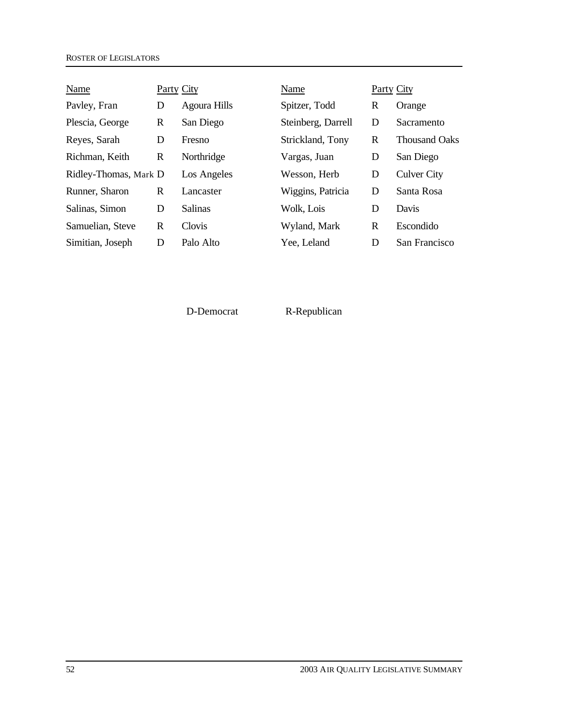| Name | Party | City | Name | Party | City |
|---|---|---|---|---|---|
| Pavley, Fran | D | Agoura Hills | Spitzer, Todd | R | Orange |
| Plescia, George | R | San Diego | Steinberg, Darrell | D | Sacramento |
| Reyes, Sarah | D | Fresno | Strickland, Tony | R | Thousand Oaks |
| Richman, Keith | R | Northridge | Vargas, Juan | D | San Diego |
| Ridley-Thomas, Mark | D | Los Angeles | Wesson, Herb | D | Culver City |
| Runner, Sharon | R | Lancaster | Wiggins, Patricia | D | Santa Rosa |
| Salinas, Simon | D | Salinas | Wolk, Lois | D | Davis |
| Samuelian, Steve | R | Clovis | Wyland, Mark | R | Escondido |
| Simitian, Joseph | D | Palo Alto | Yee, Leland | D | San Francisco |

D-Democrat R-Republican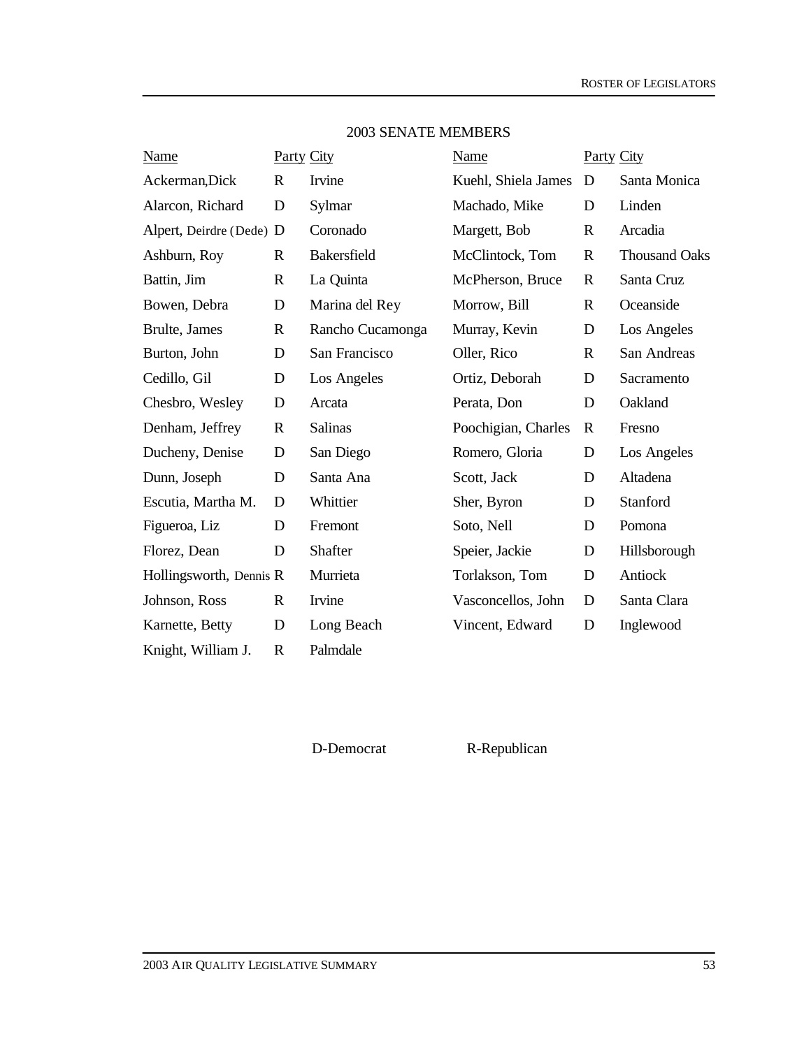## 2003 SENATE MEMBERS

| Name | Party | City | Name | Party | City |
|---|---|---|---|---|---|
| Ackerman,Dick | R | Irvine | Kuehl, Shiela James | D | Santa Monica |
| Alarcon, Richard | D | Sylmar | Machado, Mike | D | Linden |
| Alpert, Deirdre (Dede) | D | Coronado | Margett, Bob | R | Arcadia |
| Ashburn, Roy | R | Bakersfield | McClintock, Tom | R | Thousand Oaks |
| Battin, Jim | R | La Quinta | McPherson, Bruce | R | Santa Cruz |
| Bowen, Debra | D | Marina del Rey | Morrow, Bill | R | Oceanside |
| Brulte, James | R | Rancho Cucamonga | Murray, Kevin | D | Los Angeles |
| Burton, John | D | San Francisco | Oller, Rico | R | San Andreas |
| Cedillo, Gil | D | Los Angeles | Ortiz, Deborah | D | Sacramento |
| Chesbro, Wesley | D | Arcata | Perata, Don | D | Oakland |
| Denham, Jeffrey | R | Salinas | Poochigian, Charles | R | Fresno |
| Ducheny, Denise | D | San Diego | Romero, Gloria | D | Los Angeles |
| Dunn, Joseph | D | Santa Ana | Scott, Jack | D | Altadena |
| Escutia, Martha M. | D | Whittier | Sher, Byron | D | Stanford |
| Figueroa, Liz | D | Fremont | Soto, Nell | D | Pomona |
| Florez, Dean | D | Shafter | Speier, Jackie | D | Hillsborough |
| Hollingsworth, Dennis | R | Murrieta | Torlakson, Tom | D | Antiock |
| Johnson, Ross | R | Irvine | Vasconcellos, John | D | Santa Clara |
| Karnette, Betty | D | Long Beach | Vincent, Edward | D | Inglewood |
| Knight, William J. | R | Palmdale | | | |

D-Democrat R-Republican